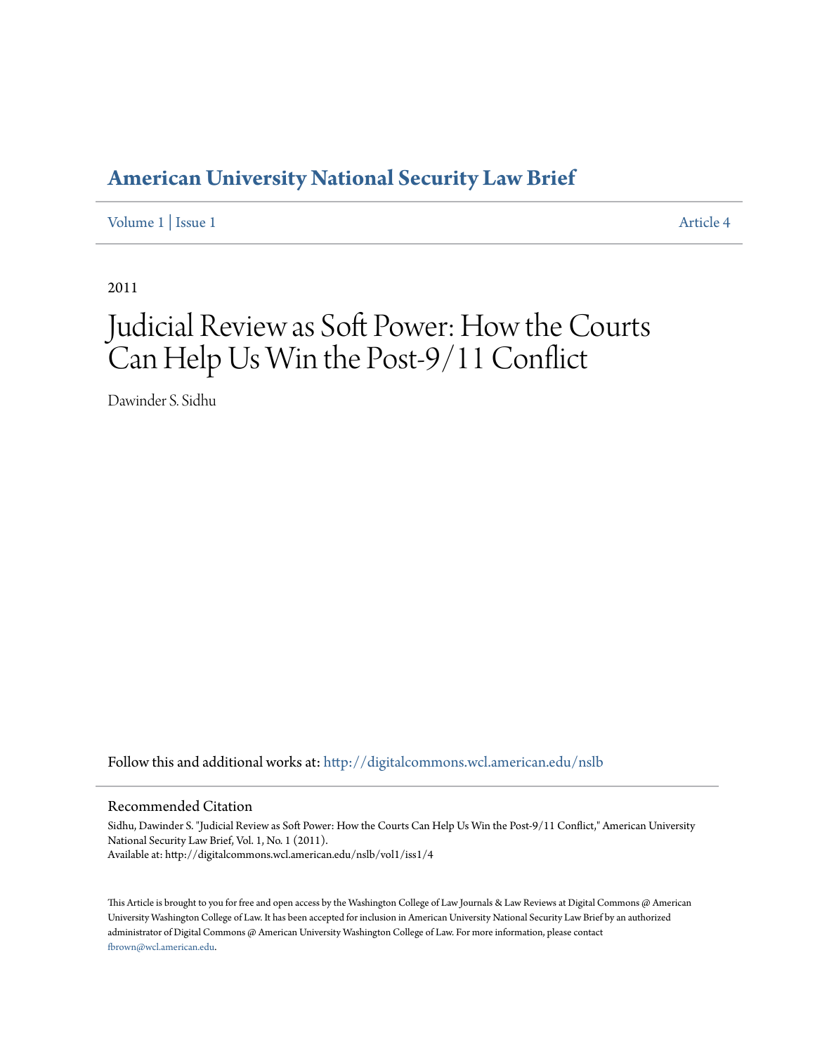# American University National Security Law Brief

Volume 1 | Issue 1 Article 4

2011

# Judicial Review as Soft Power: How the Courts Can Help Us Win the Post-9/11 Conflict

Dawinder S. Sidhu

Follow this and additional works at: http://digitalcommons.wcl.american.edu/nslb

## Recommended Citation

Sidhu, Dawinder S. "Judicial Review as Soft Power: How the Courts Can Help Us Win the Post-9/11 Conflict," American University National Security Law Brief, Vol. 1, No. 1 (2011).
Available at: http://digitalcommons.wcl.american.edu/nslb/vol1/iss1/4

This Article is brought to you for free and open access by the Washington College of Law Journals & Law Reviews at Digital Commons @ American University Washington College of Law. It has been accepted for inclusion in American University National Security Law Brief by an authorized administrator of Digital Commons @ American University Washington College of Law. For more information, please contact fbrown@wcl.american.edu.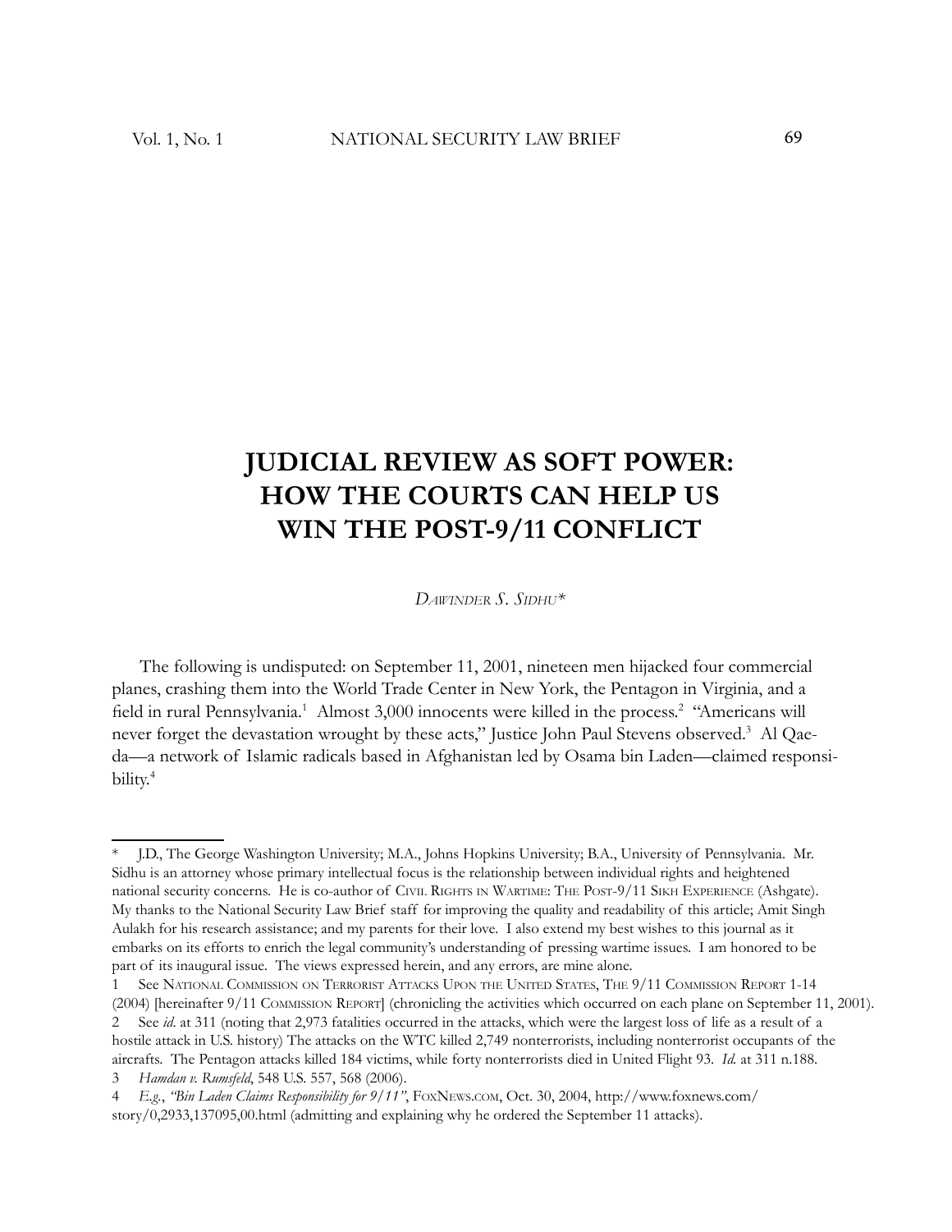# JUDICIAL REVIEW AS SOFT POWER: HOW THE COURTS CAN HELP US WIN THE POST-9/11 CONFLICT

*DAWINDER S. SIDHU**

The following is undisputed: on September 11, 2001, nineteen men hijacked four commercial planes, crashing them into the World Trade Center in New York, the Pentagon in Virginia, and a field in rural Pennsylvania.[1] Almost 3,000 innocents were killed in the process.[2] "Americans will never forget the devastation wrought by these acts," Justice John Paul Stevens observed.[3] Al Qaeda—a network of Islamic radicals based in Afghanistan led by Osama bin Laden—claimed responsibility.[4]

---

\* J.D., The George Washington University; M.A., Johns Hopkins University; B.A., University of Pennsylvania. Mr. Sidhu is an attorney whose primary intellectual focus is the relationship between individual rights and heightened national security concerns. He is co-author of CIVIL RIGHTS IN WARTIME: THE POST-9/11 SIKH EXPERIENCE (Ashgate). My thanks to the National Security Law Brief staff for improving the quality and readability of this article; Amit Singh Aulakh for his research assistance; and my parents for their love. I also extend my best wishes to this journal as it embarks on its efforts to enrich the legal community's understanding of pressing wartime issues. I am honored to be part of its inaugural issue. The views expressed herein, and any errors, are mine alone.

1 See NATIONAL COMMISSION ON TERRORIST ATTACKS UPON THE UNITED STATES, THE 9/11 COMMISSION REPORT 1-14 (2004) [hereinafter 9/11 COMMISSION REPORT] (chronicling the activities which occurred on each plane on September 11, 2001).

2 See *id*. at 311 (noting that 2,973 fatalities occurred in the attacks, which were the largest loss of life as a result of a hostile attack in U.S. history) The attacks on the WTC killed 2,749 nonterrorists, including nonterrorist occupants of the aircrafts. The Pentagon attacks killed 184 victims, while forty nonterrorists died in United Flight 93. *Id.* at 311 n.188.

3 *Hamdan v. Rumsfeld*, 548 U.S. 557, 568 (2006).

4 *E.g.*, *"Bin Laden Claims Responsibility for 9/11"*, FOXNEWS.COM, Oct. 30, 2004, http://www.foxnews.com/story/0,2933,137095,00.html (admitting and explaining why he ordered the September 11 attacks).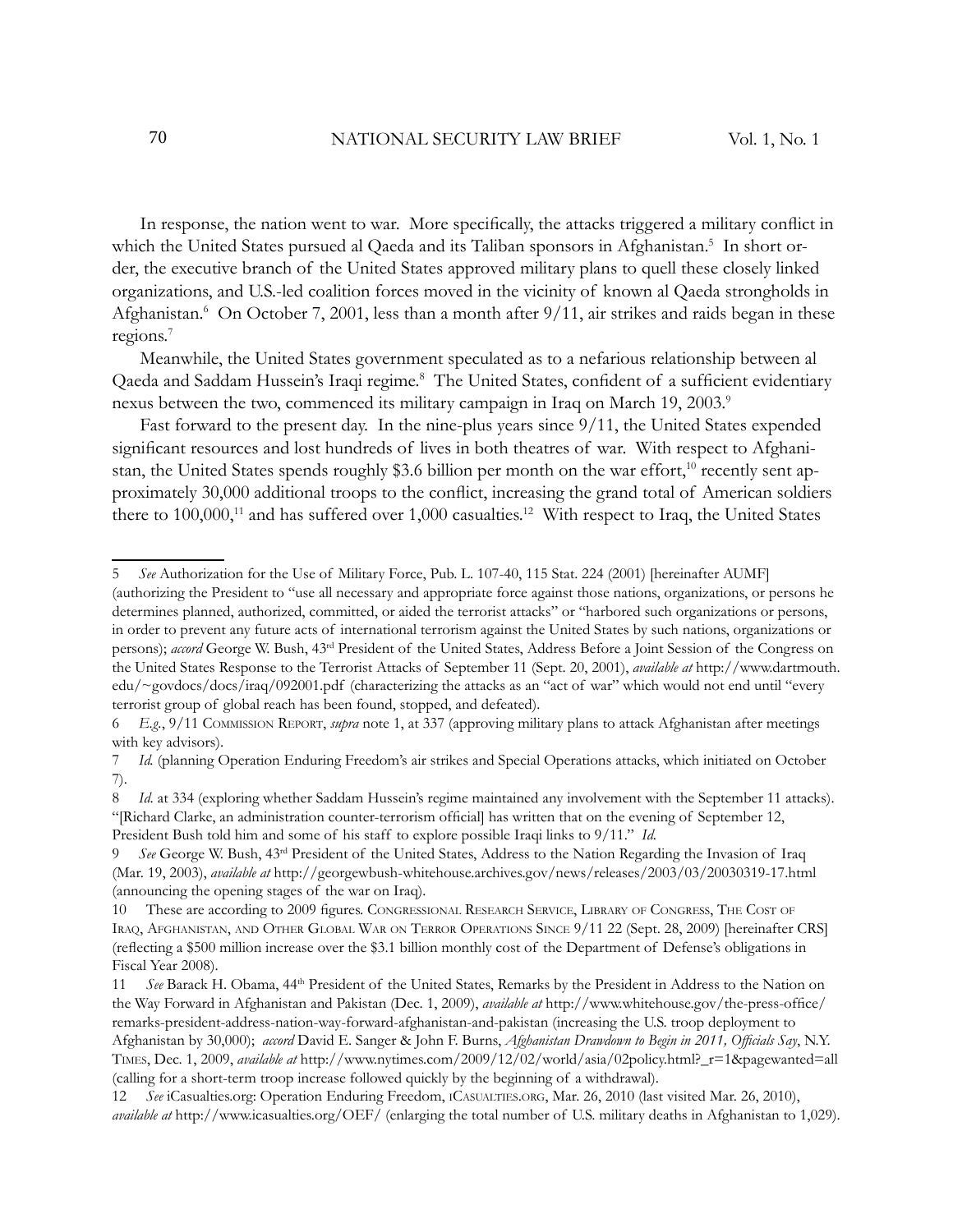In response, the nation went to war. More specifically, the attacks triggered a military conflict in which the United States pursued al Qaeda and its Taliban sponsors in Afghanistan.[5] In short order, the executive branch of the United States approved military plans to quell these closely linked organizations, and U.S.-led coalition forces moved in the vicinity of known al Qaeda strongholds in Afghanistan.[6] On October 7, 2001, less than a month after 9/11, air strikes and raids began in these regions.[7]

Meanwhile, the United States government speculated as to a nefarious relationship between al Qaeda and Saddam Hussein's Iraqi regime.[8] The United States, confident of a sufficient evidentiary nexus between the two, commenced its military campaign in Iraq on March 19, 2003.[9]

Fast forward to the present day. In the nine-plus years since 9/11, the United States expended significant resources and lost hundreds of lives in both theatres of war. With respect to Afghanistan, the United States spends roughly $3.6 billion per month on the war effort,[10] recently sent approximately 30,000 additional troops to the conflict, increasing the grand total of American soldiers there to 100,000,[11] and has suffered over 1,000 casualties.[12] With respect to Iraq, the United States

---

5 *See* Authorization for the Use of Military Force, Pub. L. 107-40, 115 Stat. 224 (2001) [hereinafter AUMF] (authorizing the President to "use all necessary and appropriate force against those nations, organizations, or persons he determines planned, authorized, committed, or aided the terrorist attacks" or "harbored such organizations or persons, in order to prevent any future acts of international terrorism against the United States by such nations, organizations or persons); *accord* George W. Bush, 43rd President of the United States, Address Before a Joint Session of the Congress on the United States Response to the Terrorist Attacks of September 11 (Sept. 20, 2001), *available at* http://www.dartmouth.edu/~govdocs/docs/iraq/092001.pdf (characterizing the attacks as an "act of war" which would not end until "every terrorist group of global reach has been found, stopped, and defeated).

6 *E.g.*, 9/11 Commission Report, *supra* note 1, at 337 (approving military plans to attack Afghanistan after meetings with key advisors).

7 *Id.* (planning Operation Enduring Freedom's air strikes and Special Operations attacks, which initiated on October 7).

8 *Id.* at 334 (exploring whether Saddam Hussein's regime maintained any involvement with the September 11 attacks). "[Richard Clarke, an administration counter-terrorism official] has written that on the evening of September 12, President Bush told him and some of his staff to explore possible Iraqi links to 9/11." *Id.*

9 *See* George W. Bush, 43rd President of the United States, Address to the Nation Regarding the Invasion of Iraq (Mar. 19, 2003), *available at* http://georgewbush-whitehouse.archives.gov/news/releases/2003/03/20030319-17.html (announcing the opening stages of the war on Iraq).

10 These are according to 2009 figures. Congressional Research Service, Library of Congress, The Cost of Iraq, Afghanistan, and Other Global War on Terror Operations Since 9/11 22 (Sept. 28, 2009) [hereinafter CRS] (reflecting a $500 million increase over the $3.1 billion monthly cost of the Department of Defense's obligations in Fiscal Year 2008).

11 *See* Barack H. Obama, 44th President of the United States, Remarks by the President in Address to the Nation on the Way Forward in Afghanistan and Pakistan (Dec. 1, 2009), *available at* http://www.whitehouse.gov/the-press-office/remarks-president-address-nation-way-forward-afghanistan-and-pakistan (increasing the U.S. troop deployment to Afghanistan by 30,000); *accord* David E. Sanger & John F. Burns, *Afghanistan Drawdown to Begin in 2011, Officials Say*, N.Y. Times, Dec. 1, 2009, *available at* http://www.nytimes.com/2009/12/02/world/asia/02policy.html?_r=1&pagewanted=all (calling for a short-term troop increase followed quickly by the beginning of a withdrawal).

12 *See* iCasualties.org: Operation Enduring Freedom, iCasualties.org, Mar. 26, 2010 (last visited Mar. 26, 2010), *available at* http://www.icasualties.org/OEF/ (enlarging the total number of U.S. military deaths in Afghanistan to 1,029).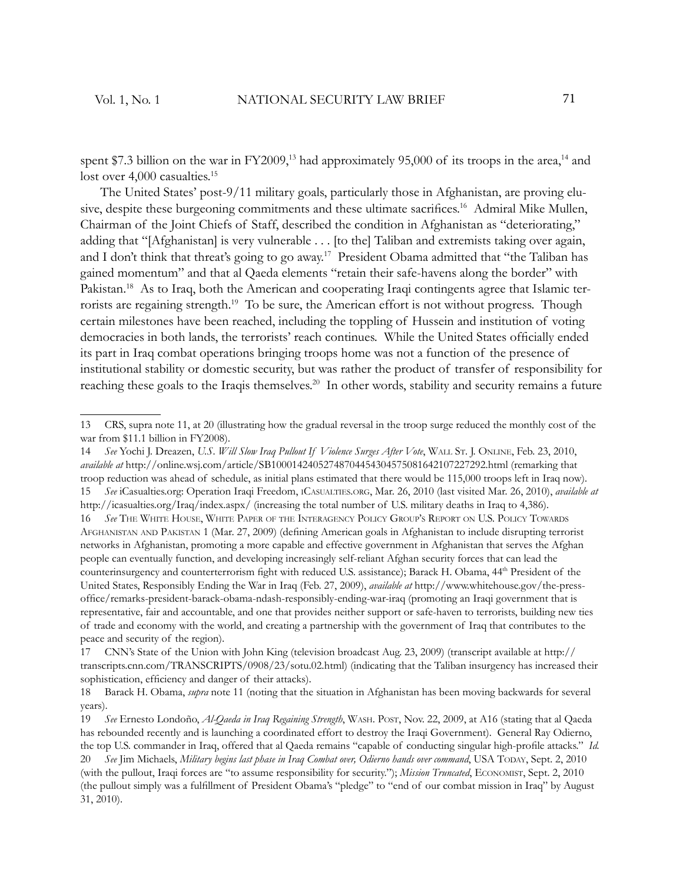spent $7.3 billion on the war in FY2009,[13] had approximately 95,000 of its troops in the area,[14] and lost over 4,000 casualties.[15]

The United States' post-9/11 military goals, particularly those in Afghanistan, are proving elusive, despite these burgeoning commitments and these ultimate sacrifices.[16] Admiral Mike Mullen, Chairman of the Joint Chiefs of Staff, described the condition in Afghanistan as "deteriorating," adding that "[Afghanistan] is very vulnerable . . . [to the] Taliban and extremists taking over again, and I don't think that threat's going to go away.[17] President Obama admitted that "the Taliban has gained momentum" and that al Qaeda elements "retain their safe-havens along the border" with Pakistan.[18] As to Iraq, both the American and cooperating Iraqi contingents agree that Islamic terrorists are regaining strength.[19] To be sure, the American effort is not without progress. Though certain milestones have been reached, including the toppling of Hussein and institution of voting democracies in both lands, the terrorists' reach continues. While the United States officially ended its part in Iraq combat operations bringing troops home was not a function of the presence of institutional stability or domestic security, but was rather the product of transfer of responsibility for reaching these goals to the Iraqis themselves.[20] In other words, stability and security remains a future

---

13 CRS, supra note 11, at 20 (illustrating how the gradual reversal in the troop surge reduced the monthly cost of the war from $11.1 billion in FY2008).

14 *See* Yochi J. Dreazen, *U.S. Will Slow Iraq Pullout If Violence Surges After Vote*, Wall St. J. Online, Feb. 23, 2010, *available at* http://online.wsj.com/article/SB10001424052748704454304575081642107227292.html (remarking that troop reduction was ahead of schedule, as initial plans estimated that there would be 115,000 troops left in Iraq now).

15 *See* iCasualties.org: Operation Iraqi Freedom, iCasualties.org, Mar. 26, 2010 (last visited Mar. 26, 2010), *available at* http://icasualties.org/Iraq/index.aspx/ (increasing the total number of U.S. military deaths in Iraq to 4,386).

16 *See* The White House, White Paper of the Interagency Policy Group's Report on U.S. Policy Towards Afghanistan and Pakistan 1 (Mar. 27, 2009) (defining American goals in Afghanistan to include disrupting terrorist networks in Afghanistan, promoting a more capable and effective government in Afghanistan that serves the Afghan people can eventually function, and developing increasingly self-reliant Afghan security forces that can lead the counterinsurgency and counterterrorism fight with reduced U.S. assistance); Barack H. Obama, 44th President of the United States, Responsibly Ending the War in Iraq (Feb. 27, 2009), *available at* http://www.whitehouse.gov/the-press-office/remarks-president-barack-obama-ndash-responsibly-ending-war-iraq (promoting an Iraqi government that is representative, fair and accountable, and one that provides neither support or safe-haven to terrorists, building new ties of trade and economy with the world, and creating a partnership with the government of Iraq that contributes to the peace and security of the region).

17 CNN's State of the Union with John King (television broadcast Aug. 23, 2009) (transcript available at http://transcripts.cnn.com/TRANSCRIPTS/0908/23/sotu.02.html) (indicating that the Taliban insurgency has increased their sophistication, efficiency and danger of their attacks).

18 Barack H. Obama, *supra* note 11 (noting that the situation in Afghanistan has been moving backwards for several years).

19 *See* Ernesto Londoño, *Al-Qaeda in Iraq Regaining Strength*, Wash. Post, Nov. 22, 2009, at A16 (stating that al Qaeda has rebounded recently and is launching a coordinated effort to destroy the Iraqi Government). General Ray Odierno, the top U.S. commander in Iraq, offered that al Qaeda remains "capable of conducting singular high-profile attacks." *Id.*

20 *See* Jim Michaels, *Military begins last phase in Iraq Combat over, Odierno hands over command*, USA Today, Sept. 2, 2010 (with the pullout, Iraqi forces are "to assume responsibility for security."); *Mission Truncated*, Economist, Sept. 2, 2010 (the pullout simply was a fulfillment of President Obama's "pledge" to "end of our combat mission in Iraq" by August 31, 2010).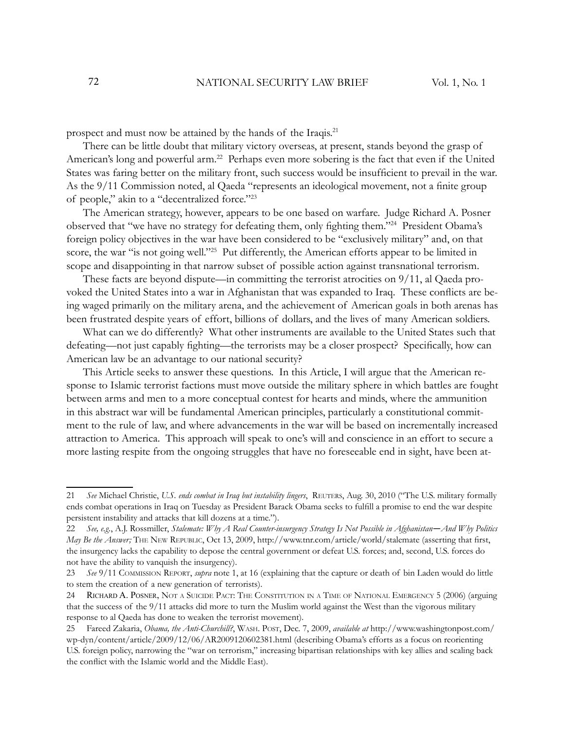prospect and must now be attained by the hands of the Iraqis.[21]

There can be little doubt that military victory overseas, at present, stands beyond the grasp of American's long and powerful arm.[22] Perhaps even more sobering is the fact that even if the United States was faring better on the military front, such success would be insufficient to prevail in the war. As the 9/11 Commission noted, al Qaeda "represents an ideological movement, not a finite group of people," akin to a "decentralized force."[23]

The American strategy, however, appears to be one based on warfare. Judge Richard A. Posner observed that "we have no strategy for defeating them, only fighting them."[24] President Obama's foreign policy objectives in the war have been considered to be "exclusively military" and, on that score, the war "is not going well."[25] Put differently, the American efforts appear to be limited in scope and disappointing in that narrow subset of possible action against transnational terrorism.

These facts are beyond dispute—in committing the terrorist atrocities on 9/11, al Qaeda provoked the United States into a war in Afghanistan that was expanded to Iraq. These conflicts are being waged primarily on the military arena, and the achievement of American goals in both arenas has been frustrated despite years of effort, billions of dollars, and the lives of many American soldiers.

What can we do differently? What other instruments are available to the United States such that defeating—not just capably fighting—the terrorists may be a closer prospect? Specifically, how can American law be an advantage to our national security?

This Article seeks to answer these questions. In this Article, I will argue that the American response to Islamic terrorist factions must move outside the military sphere in which battles are fought between arms and men to a more conceptual contest for hearts and minds, where the ammunition in this abstract war will be fundamental American principles, particularly a constitutional commitment to the rule of law, and where advancements in the war will be based on incrementally increased attraction to America. This approach will speak to one's will and conscience in an effort to secure a more lasting respite from the ongoing struggles that have no foreseeable end in sight, have been at-

---

21 *See* Michael Christie, *U.S. ends combat in Iraq but instability lingers*, REUTERS, Aug. 30, 2010 ("The U.S. military formally ends combat operations in Iraq on Tuesday as President Barack Obama seeks to fulfill a promise to end the war despite persistent instability and attacks that kill dozens at a time.").

22 *See, e.g.*, A.J. Rossmiller, *Stalemate: Why A Real Counter-insurgency Strategy Is Not Possible in Afghanistan—And Why Politics May Be the Answer;* THE NEW REPUBLIC, Oct 13, 2009, http://www.tnr.com/article/world/stalemate (asserting that first, the insurgency lacks the capability to depose the central government or defeat U.S. forces; and, second, U.S. forces do not have the ability to vanquish the insurgency).

23 *See* 9/11 COMMISSION REPORT, *supra* note 1, at 16 (explaining that the capture or death of bin Laden would do little to stem the creation of a new generation of terrorists).

24 RICHARD A. POSNER, NOT A SUICIDE PACT: THE CONSTITUTION IN A TIME OF NATIONAL EMERGENCY 5 (2006) (arguing that the success of the 9/11 attacks did more to turn the Muslim world against the West than the vigorous military response to al Qaeda has done to weaken the terrorist movement).

25 Fareed Zakaria, *Obama, the Anti-Churchill?*, WASH. POST, Dec. 7, 2009, *available at* http://www.washingtonpost.com/wp-dyn/content/article/2009/12/06/AR2009120602381.html (describing Obama's efforts as a focus on reorienting U.S. foreign policy, narrowing the "war on terrorism," increasing bipartisan relationships with key allies and scaling back the conflict with the Islamic world and the Middle East).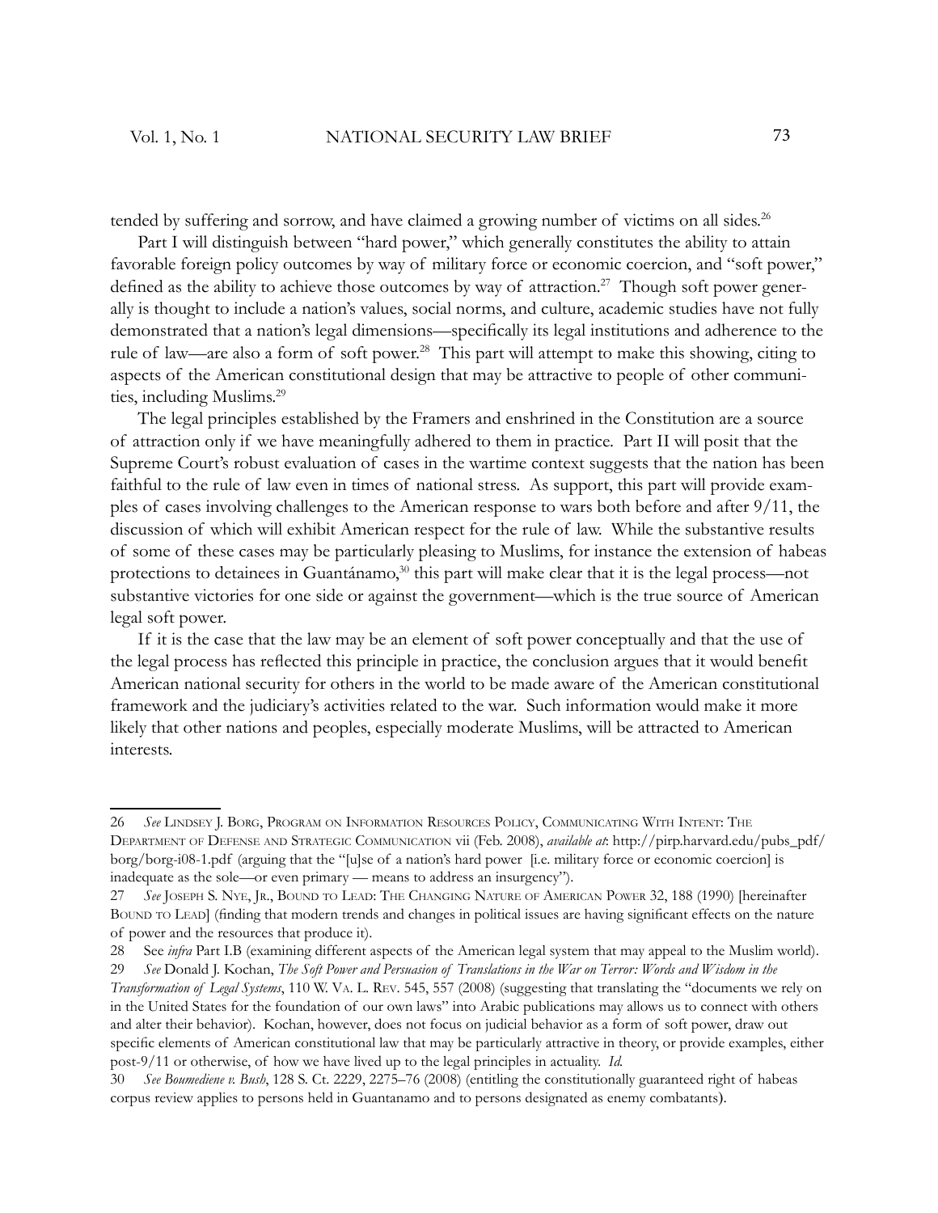tended by suffering and sorrow, and have claimed a growing number of victims on all sides.[26]

Part I will distinguish between "hard power," which generally constitutes the ability to attain favorable foreign policy outcomes by way of military force or economic coercion, and "soft power," defined as the ability to achieve those outcomes by way of attraction.[27] Though soft power generally is thought to include a nation's values, social norms, and culture, academic studies have not fully demonstrated that a nation's legal dimensions—specifically its legal institutions and adherence to the rule of law—are also a form of soft power.[28] This part will attempt to make this showing, citing to aspects of the American constitutional design that may be attractive to people of other communities, including Muslims.[29]

The legal principles established by the Framers and enshrined in the Constitution are a source of attraction only if we have meaningfully adhered to them in practice. Part II will posit that the Supreme Court's robust evaluation of cases in the wartime context suggests that the nation has been faithful to the rule of law even in times of national stress. As support, this part will provide examples of cases involving challenges to the American response to wars both before and after 9/11, the discussion of which will exhibit American respect for the rule of law. While the substantive results of some of these cases may be particularly pleasing to Muslims, for instance the extension of habeas protections to detainees in Guantánamo,[30] this part will make clear that it is the legal process—not substantive victories for one side or against the government—which is the true source of American legal soft power.

If it is the case that the law may be an element of soft power conceptually and that the use of the legal process has reflected this principle in practice, the conclusion argues that it would benefit American national security for others in the world to be made aware of the American constitutional framework and the judiciary's activities related to the war. Such information would make it more likely that other nations and peoples, especially moderate Muslims, will be attracted to American interests.

---

26 *See* Lindsey J. Borg, Program on Information Resources Policy, Communicating With Intent: The Department of Defense and Strategic Communication vii (Feb. 2008), *available at*: http://pirp.harvard.edu/pubs_pdf/borg/borg-i08-1.pdf (arguing that the "[u]se of a nation's hard power [i.e. military force or economic coercion] is inadequate as the sole—or even primary — means to address an insurgency").

27 *See* Joseph S. Nye, Jr., Bound to Lead: The Changing Nature of American Power 32, 188 (1990) [hereinafter Bound to Lead] (finding that modern trends and changes in political issues are having significant effects on the nature of power and the resources that produce it).

28 See *infra* Part I.B (examining different aspects of the American legal system that may appeal to the Muslim world).

29 *See* Donald J. Kochan, *The Soft Power and Persuasion of Translations in the War on Terror: Words and Wisdom in the Transformation of Legal Systems*, 110 W. Va. L. Rev. 545, 557 (2008) (suggesting that translating the "documents we rely on in the United States for the foundation of our own laws" into Arabic publications may allows us to connect with others and alter their behavior). Kochan, however, does not focus on judicial behavior as a form of soft power, draw out specific elements of American constitutional law that may be particularly attractive in theory, or provide examples, either post-9/11 or otherwise, of how we have lived up to the legal principles in actuality. *Id.*

30 *See Boumediene v. Bush*, 128 S. Ct. 2229, 2275–76 (2008) (entitling the constitutionally guaranteed right of habeas corpus review applies to persons held in Guantanamo and to persons designated as enemy combatants).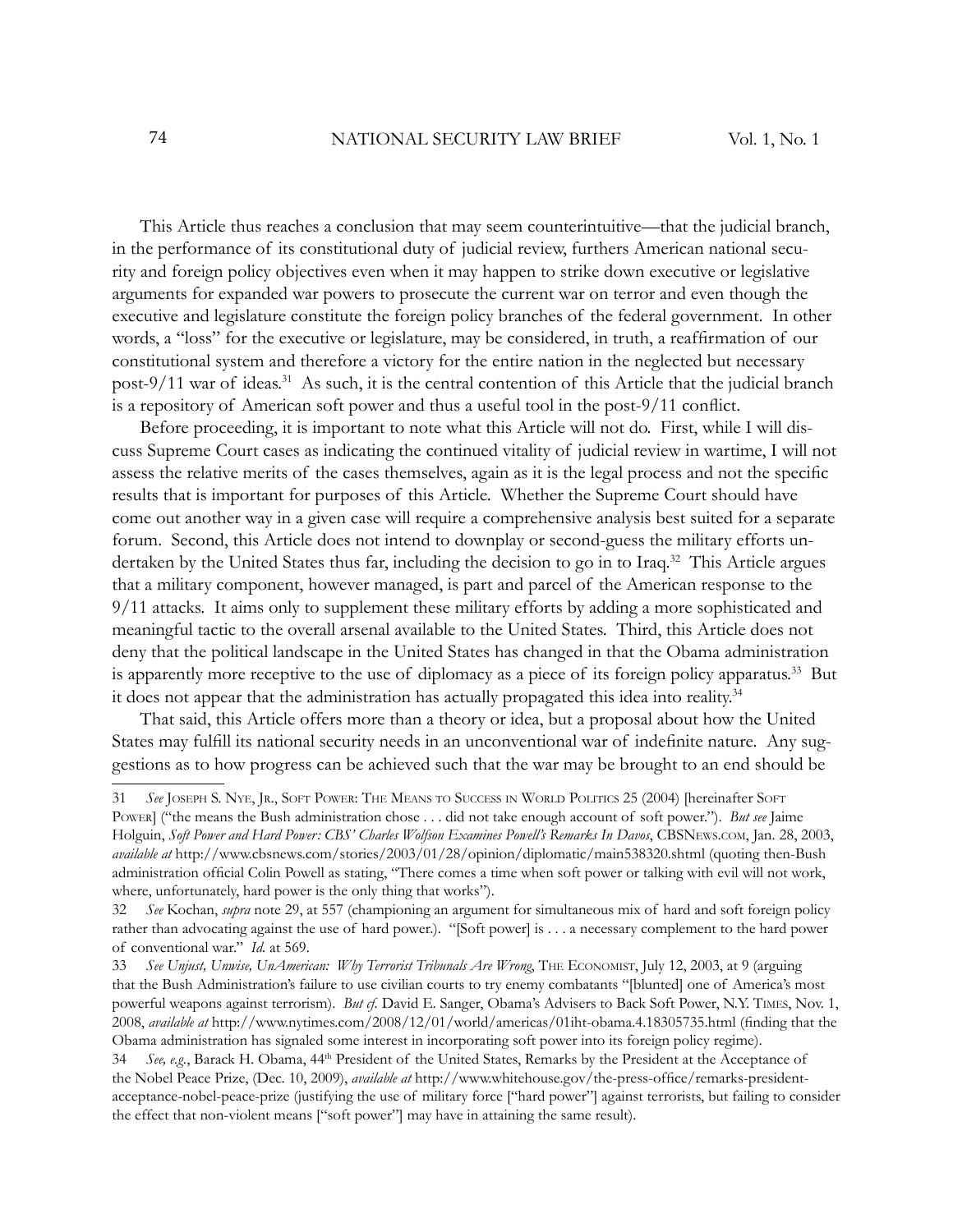This Article thus reaches a conclusion that may seem counterintuitive—that the judicial branch, in the performance of its constitutional duty of judicial review, furthers American national security and foreign policy objectives even when it may happen to strike down executive or legislative arguments for expanded war powers to prosecute the current war on terror and even though the executive and legislature constitute the foreign policy branches of the federal government. In other words, a "loss" for the executive or legislature, may be considered, in truth, a reaffirmation of our constitutional system and therefore a victory for the entire nation in the neglected but necessary post-9/11 war of ideas.[31] As such, it is the central contention of this Article that the judicial branch is a repository of American soft power and thus a useful tool in the post-9/11 conflict.

Before proceeding, it is important to note what this Article will not do. First, while I will discuss Supreme Court cases as indicating the continued vitality of judicial review in wartime, I will not assess the relative merits of the cases themselves, again as it is the legal process and not the specific results that is important for purposes of this Article. Whether the Supreme Court should have come out another way in a given case will require a comprehensive analysis best suited for a separate forum. Second, this Article does not intend to downplay or second-guess the military efforts undertaken by the United States thus far, including the decision to go in to Iraq.[32] This Article argues that a military component, however managed, is part and parcel of the American response to the 9/11 attacks. It aims only to supplement these military efforts by adding a more sophisticated and meaningful tactic to the overall arsenal available to the United States. Third, this Article does not deny that the political landscape in the United States has changed in that the Obama administration is apparently more receptive to the use of diplomacy as a piece of its foreign policy apparatus.[33] But it does not appear that the administration has actually propagated this idea into reality.[34]

That said, this Article offers more than a theory or idea, but a proposal about how the United States may fulfill its national security needs in an unconventional war of indefinite nature. Any suggestions as to how progress can be achieved such that the war may be brought to an end should be

---

31 *See* Joseph S. Nye, Jr., Soft Power: The Means to Success in World Politics 25 (2004) [hereinafter Soft Power] ("the means the Bush administration chose . . . did not take enough account of soft power."). *But see* Jaime Holguin, *Soft Power and Hard Power: CBS' Charles Wolfson Examines Powell's Remarks In Davos*, CBSNews.com, Jan. 28, 2003, *available at* http://www.cbsnews.com/stories/2003/01/28/opinion/diplomatic/main538320.shtml (quoting then-Bush administration official Colin Powell as stating, "There comes a time when soft power or talking with evil will not work, where, unfortunately, hard power is the only thing that works").

32 *See* Kochan, *supra* note 29, at 557 (championing an argument for simultaneous mix of hard and soft foreign policy rather than advocating against the use of hard power.). "[Soft power] is . . . a necessary complement to the hard power of conventional war." *Id.* at 569.

33 *See Unjust, Unwise, UnAmerican: Why Terrorist Tribunals Are Wrong*, The Economist, July 12, 2003, at 9 (arguing that the Bush Administration's failure to use civilian courts to try enemy combatants "[blunted] one of America's most powerful weapons against terrorism). *But cf.* David E. Sanger, Obama's Advisers to Back Soft Power, N.Y. Times, Nov. 1, 2008, *available at* http://www.nytimes.com/2008/12/01/world/americas/01iht-obama.4.18305735.html (finding that the Obama administration has signaled some interest in incorporating soft power into its foreign policy regime).

34 *See, e.g.*, Barack H. Obama, 44th President of the United States, Remarks by the President at the Acceptance of the Nobel Peace Prize, (Dec. 10, 2009), *available at* http://www.whitehouse.gov/the-press-office/remarks-president-acceptance-nobel-peace-prize (justifying the use of military force ["hard power"] against terrorists, but failing to consider the effect that non-violent means ["soft power"] may have in attaining the same result).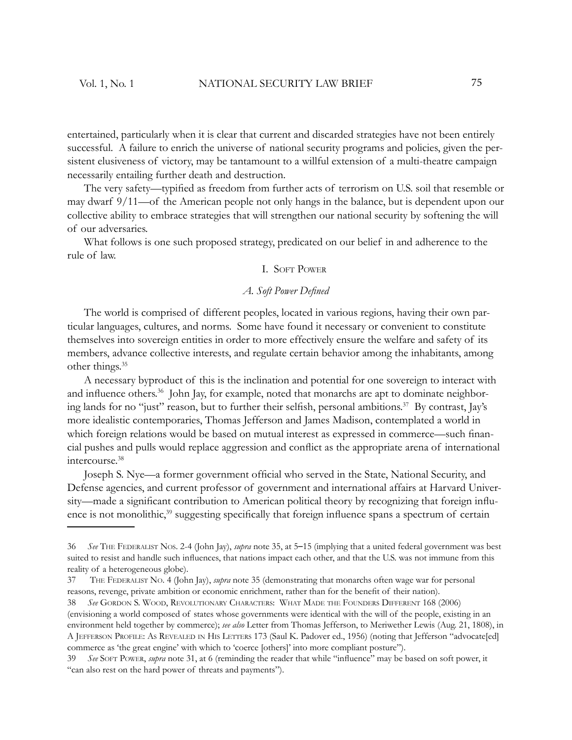entertained, particularly when it is clear that current and discarded strategies have not been entirely successful. A failure to enrich the universe of national security programs and policies, given the persistent elusiveness of victory, may be tantamount to a willful extension of a multi-theatre campaign necessarily entailing further death and destruction.

The very safety—typified as freedom from further acts of terrorism on U.S. soil that resemble or may dwarf 9/11—of the American people not only hangs in the balance, but is dependent upon our collective ability to embrace strategies that will strengthen our national security by softening the will of our adversaries.

What follows is one such proposed strategy, predicated on our belief in and adherence to the rule of law.

## I. Soft Power

### *A. Soft Power Defined*

The world is comprised of different peoples, located in various regions, having their own particular languages, cultures, and norms. Some have found it necessary or convenient to constitute themselves into sovereign entities in order to more effectively ensure the welfare and safety of its members, advance collective interests, and regulate certain behavior among the inhabitants, among other things.[35]

A necessary byproduct of this is the inclination and potential for one sovereign to interact with and influence others.[36] John Jay, for example, noted that monarchs are apt to dominate neighboring lands for no "just" reason, but to further their selfish, personal ambitions.[37] By contrast, Jay's more idealistic contemporaries, Thomas Jefferson and James Madison, contemplated a world in which foreign relations would be based on mutual interest as expressed in commerce—such financial pushes and pulls would replace aggression and conflict as the appropriate arena of international intercourse.[38]

Joseph S. Nye—a former government official who served in the State, National Security, and Defense agencies, and current professor of government and international affairs at Harvard University—made a significant contribution to American political theory by recognizing that foreign influence is not monolithic,[39] suggesting specifically that foreign influence spans a spectrum of certain

---

36 *See* The Federalist Nos. 2-4 (John Jay), *supra* note 35, at 5–15 (implying that a united federal government was best suited to resist and handle such influences, that nations impact each other, and that the U.S. was not immune from this reality of a heterogeneous globe).

37 The Federalist No. 4 (John Jay), *supra* note 35 (demonstrating that monarchs often wage war for personal reasons, revenge, private ambition or economic enrichment, rather than for the benefit of their nation).

38 *See* Gordon S. Wood, Revolutionary Characters: What Made the Founders Different 168 (2006) (envisioning a world composed of states whose governments were identical with the will of the people, existing in an environment held together by commerce); *see also* Letter from Thomas Jefferson, to Meriwether Lewis (Aug. 21, 1808), in A Jefferson Profile: As Revealed in His Letters 173 (Saul K. Padover ed., 1956) (noting that Jefferson "advocate[ed] commerce as 'the great engine' with which to 'coerce [others]' into more compliant posture").

39 *See* Soft Power, *supra* note 31, at 6 (reminding the reader that while "influence" may be based on soft power, it "can also rest on the hard power of threats and payments").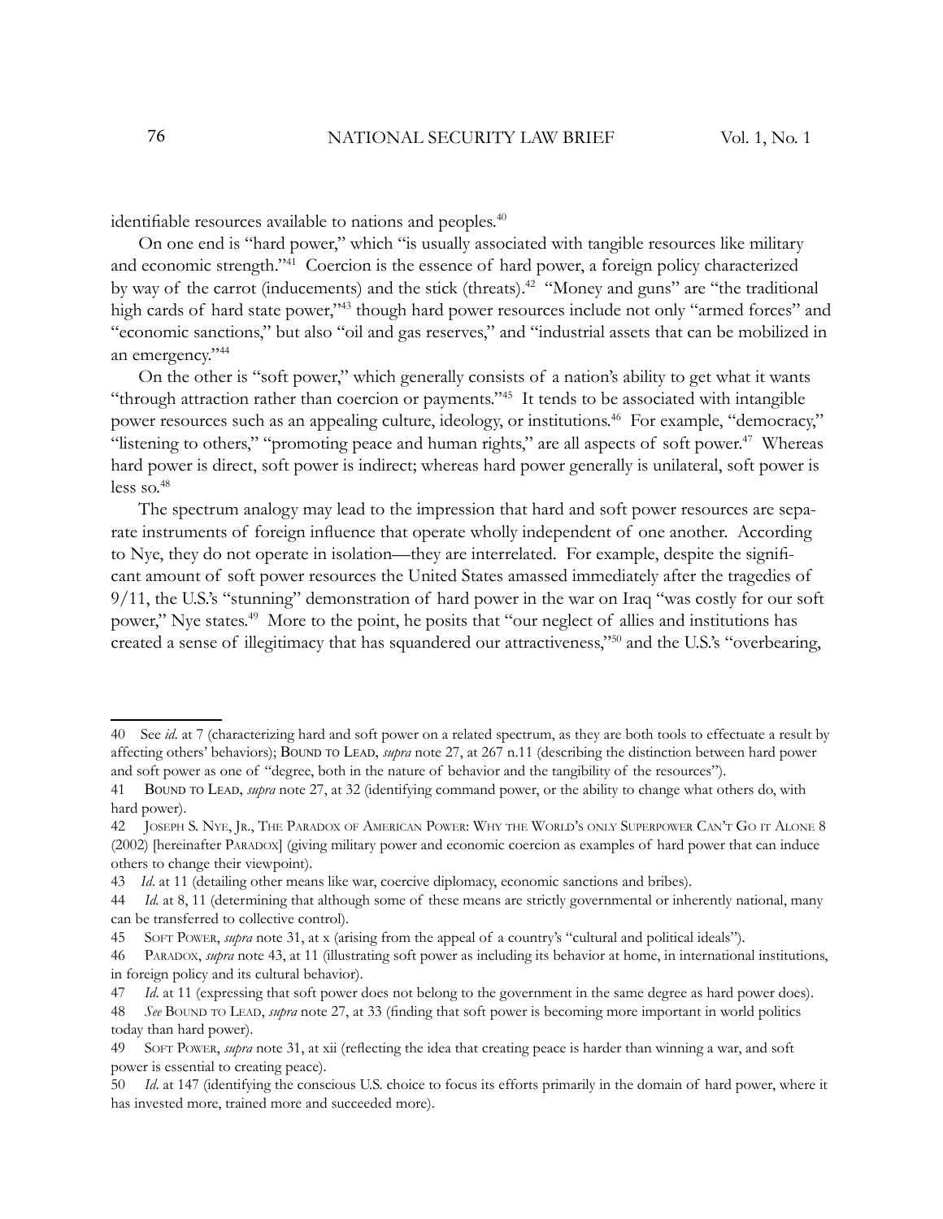identifiable resources available to nations and peoples.[40]

On one end is "hard power," which "is usually associated with tangible resources like military and economic strength."[41] Coercion is the essence of hard power, a foreign policy characterized by way of the carrot (inducements) and the stick (threats).[42] "Money and guns" are "the traditional high cards of hard state power,"[43] though hard power resources include not only "armed forces" and "economic sanctions," but also "oil and gas reserves," and "industrial assets that can be mobilized in an emergency."[44]

On the other is "soft power," which generally consists of a nation's ability to get what it wants "through attraction rather than coercion or payments."[45] It tends to be associated with intangible power resources such as an appealing culture, ideology, or institutions.[46] For example, "democracy," "listening to others," "promoting peace and human rights," are all aspects of soft power.[47] Whereas hard power is direct, soft power is indirect; whereas hard power generally is unilateral, soft power is less so.[48]

The spectrum analogy may lead to the impression that hard and soft power resources are separate instruments of foreign influence that operate wholly independent of one another. According to Nye, they do not operate in isolation—they are interrelated. For example, despite the significant amount of soft power resources the United States amassed immediately after the tragedies of 9/11, the U.S.'s "stunning" demonstration of hard power in the war on Iraq "was costly for our soft power," Nye states.[49] More to the point, he posits that "our neglect of allies and institutions has created a sense of illegitimacy that has squandered our attractiveness,"[50] and the U.S.'s "overbearing,

---

40 See *id.* at 7 (characterizing hard and soft power on a related spectrum, as they are both tools to effectuate a result by affecting others' behaviors); BOUND TO LEAD, *supra* note 27, at 267 n.11 (describing the distinction between hard power and soft power as one of "degree, both in the nature of behavior and the tangibility of the resources").

41 BOUND TO LEAD, *supra* note 27, at 32 (identifying command power, or the ability to change what others do, with hard power).

42 JOSEPH S. NYE, JR., THE PARADOX OF AMERICAN POWER: WHY THE WORLD'S ONLY SUPERPOWER CAN'T GO IT ALONE 8 (2002) [hereinafter PARADOX] (giving military power and economic coercion as examples of hard power that can induce others to change their viewpoint).

43 *Id.* at 11 (detailing other means like war, coercive diplomacy, economic sanctions and bribes).

44 *Id.* at 8, 11 (determining that although some of these means are strictly governmental or inherently national, many can be transferred to collective control).

45 SOFT POWER, *supra* note 31, at x (arising from the appeal of a country's "cultural and political ideals").

46 PARADOX, *supra* note 43, at 11 (illustrating soft power as including its behavior at home, in international institutions, in foreign policy and its cultural behavior).

47 *Id.* at 11 (expressing that soft power does not belong to the government in the same degree as hard power does).

48 *See* BOUND TO LEAD, *supra* note 27, at 33 (finding that soft power is becoming more important in world politics today than hard power).

49 SOFT POWER, *supra* note 31, at xii (reflecting the idea that creating peace is harder than winning a war, and soft power is essential to creating peace).

50 *Id.* at 147 (identifying the conscious U.S. choice to focus its efforts primarily in the domain of hard power, where it has invested more, trained more and succeeded more).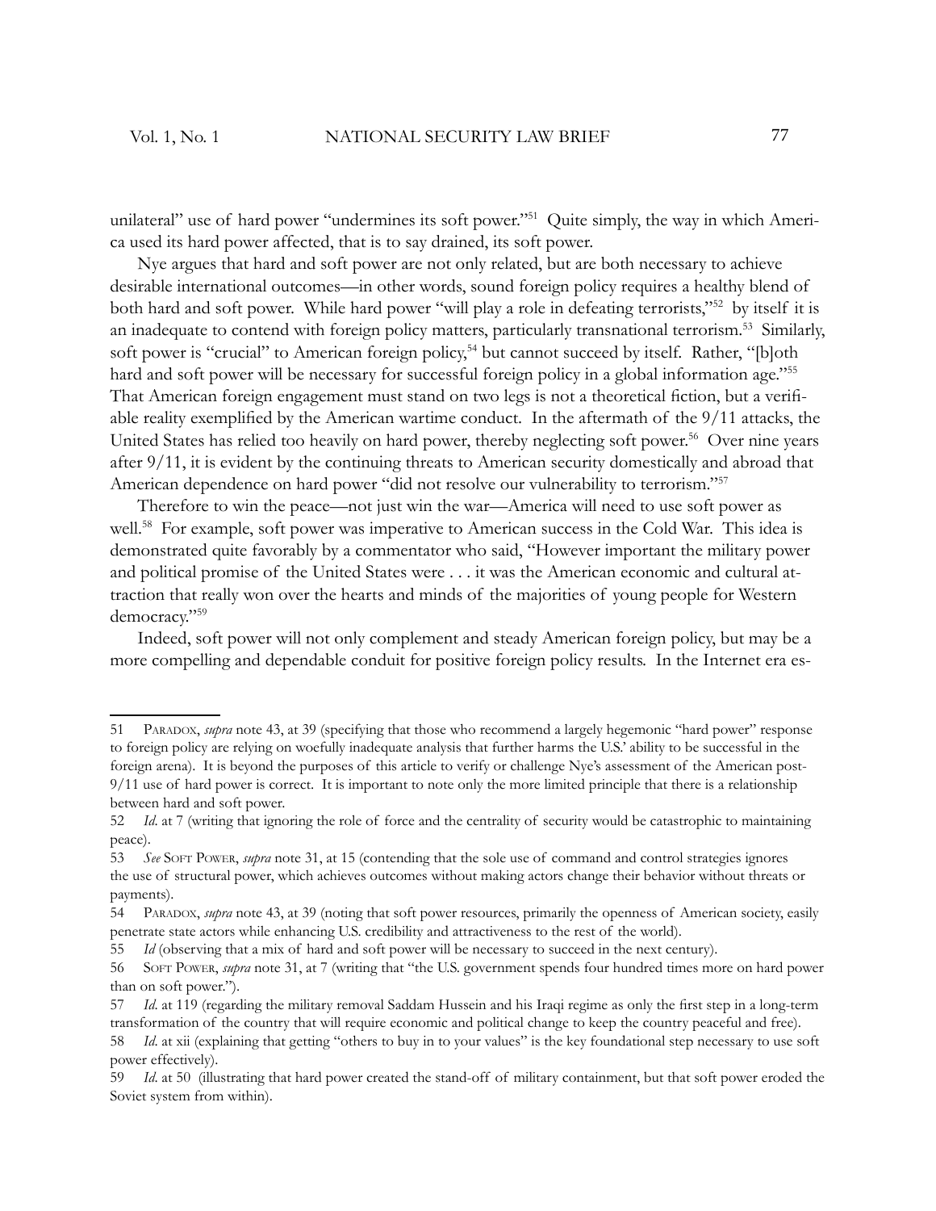unilateral" use of hard power "undermines its soft power."[51] Quite simply, the way in which America used its hard power affected, that is to say drained, its soft power.

Nye argues that hard and soft power are not only related, but are both necessary to achieve desirable international outcomes—in other words, sound foreign policy requires a healthy blend of both hard and soft power. While hard power "will play a role in defeating terrorists,"[52] by itself it is an inadequate to contend with foreign policy matters, particularly transnational terrorism.[53] Similarly, soft power is "crucial" to American foreign policy,[54] but cannot succeed by itself. Rather, "[b]oth hard and soft power will be necessary for successful foreign policy in a global information age."[55] That American foreign engagement must stand on two legs is not a theoretical fiction, but a verifiable reality exemplified by the American wartime conduct. In the aftermath of the 9/11 attacks, the United States has relied too heavily on hard power, thereby neglecting soft power.[56] Over nine years after 9/11, it is evident by the continuing threats to American security domestically and abroad that American dependence on hard power "did not resolve our vulnerability to terrorism."[57]

Therefore to win the peace—not just win the war—America will need to use soft power as well.[58] For example, soft power was imperative to American success in the Cold War. This idea is demonstrated quite favorably by a commentator who said, "However important the military power and political promise of the United States were . . . it was the American economic and cultural attraction that really won over the hearts and minds of the majorities of young people for Western democracy."[59]

Indeed, soft power will not only complement and steady American foreign policy, but may be a more compelling and dependable conduit for positive foreign policy results. In the Internet era es-

---

51 Paradox, *supra* note 43, at 39 (specifying that those who recommend a largely hegemonic "hard power" response to foreign policy are relying on woefully inadequate analysis that further harms the U.S.' ability to be successful in the foreign arena). It is beyond the purposes of this article to verify or challenge Nye's assessment of the American post-9/11 use of hard power is correct. It is important to note only the more limited principle that there is a relationship between hard and soft power.

52 *Id*. at 7 (writing that ignoring the role of force and the centrality of security would be catastrophic to maintaining peace).

53 *See* Soft Power, *supra* note 31, at 15 (contending that the sole use of command and control strategies ignores the use of structural power, which achieves outcomes without making actors change their behavior without threats or payments).

54 Paradox, *supra* note 43, at 39 (noting that soft power resources, primarily the openness of American society, easily penetrate state actors while enhancing U.S. credibility and attractiveness to the rest of the world).

55 *Id* (observing that a mix of hard and soft power will be necessary to succeed in the next century).

56 Soft Power, *supra* note 31, at 7 (writing that "the U.S. government spends four hundred times more on hard power than on soft power.").

57 *Id*. at 119 (regarding the military removal Saddam Hussein and his Iraqi regime as only the first step in a long-term transformation of the country that will require economic and political change to keep the country peaceful and free).

58 *Id*. at xii (explaining that getting "others to buy in to your values" is the key foundational step necessary to use soft power effectively).

59 *Id*. at 50 (illustrating that hard power created the stand-off of military containment, but that soft power eroded the Soviet system from within).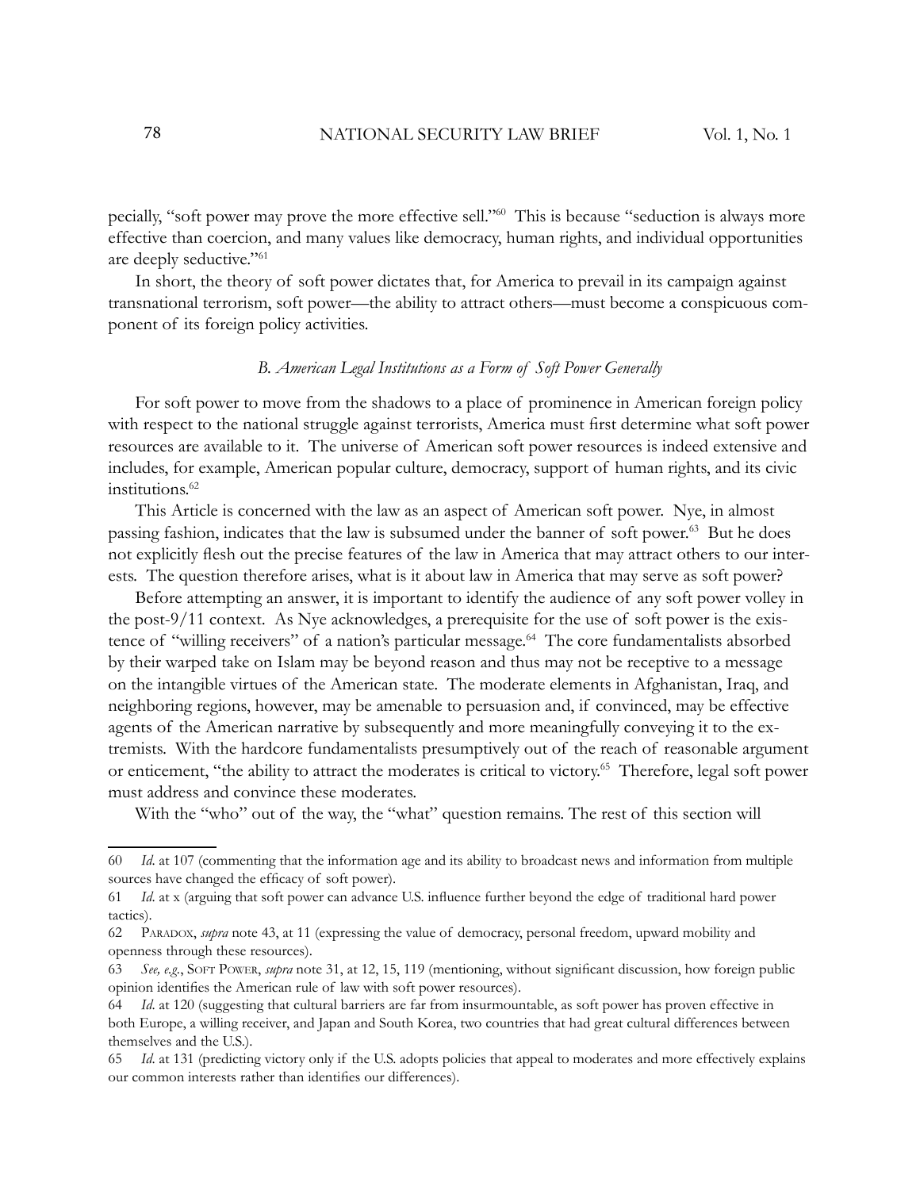pecially, "soft power may prove the more effective sell."[60] This is because "seduction is always more effective than coercion, and many values like democracy, human rights, and individual opportunities are deeply seductive."[61]

In short, the theory of soft power dictates that, for America to prevail in its campaign against transnational terrorism, soft power—the ability to attract others—must become a conspicuous component of its foreign policy activities.

### *B. American Legal Institutions as a Form of Soft Power Generally*

For soft power to move from the shadows to a place of prominence in American foreign policy with respect to the national struggle against terrorists, America must first determine what soft power resources are available to it. The universe of American soft power resources is indeed extensive and includes, for example, American popular culture, democracy, support of human rights, and its civic institutions.[62]

This Article is concerned with the law as an aspect of American soft power. Nye, in almost passing fashion, indicates that the law is subsumed under the banner of soft power.[63] But he does not explicitly flesh out the precise features of the law in America that may attract others to our interests. The question therefore arises, what is it about law in America that may serve as soft power?

Before attempting an answer, it is important to identify the audience of any soft power volley in the post-9/11 context. As Nye acknowledges, a prerequisite for the use of soft power is the existence of "willing receivers" of a nation's particular message.[64] The core fundamentalists absorbed by their warped take on Islam may be beyond reason and thus may not be receptive to a message on the intangible virtues of the American state. The moderate elements in Afghanistan, Iraq, and neighboring regions, however, may be amenable to persuasion and, if convinced, may be effective agents of the American narrative by subsequently and more meaningfully conveying it to the extremists. With the hardcore fundamentalists presumptively out of the reach of reasonable argument or enticement, "the ability to attract the moderates is critical to victory.[65] Therefore, legal soft power must address and convince these moderates.

With the "who" out of the way, the "what" question remains. The rest of this section will

---

60 *Id*. at 107 (commenting that the information age and its ability to broadcast news and information from multiple sources have changed the efficacy of soft power).

61 *Id*. at x (arguing that soft power can advance U.S. influence further beyond the edge of traditional hard power tactics).

62 Paradox, *supra* note 43, at 11 (expressing the value of democracy, personal freedom, upward mobility and openness through these resources).

63 *See, e.g.*, Soft Power, *supra* note 31, at 12, 15, 119 (mentioning, without significant discussion, how foreign public opinion identifies the American rule of law with soft power resources).

64 *Id*. at 120 (suggesting that cultural barriers are far from insurmountable, as soft power has proven effective in both Europe, a willing receiver, and Japan and South Korea, two countries that had great cultural differences between themselves and the U.S.).

65 *Id*. at 131 (predicting victory only if the U.S. adopts policies that appeal to moderates and more effectively explains our common interests rather than identifies our differences).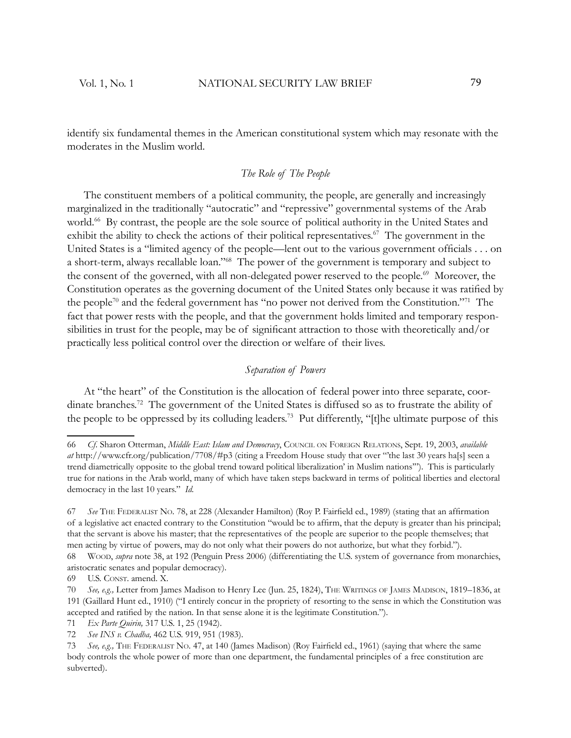identify six fundamental themes in the American constitutional system which may resonate with the moderates in the Muslim world.

### *The Role of The People*

The constituent members of a political community, the people, are generally and increasingly marginalized in the traditionally "autocratic" and "repressive" governmental systems of the Arab world.[66] By contrast, the people are the sole source of political authority in the United States and exhibit the ability to check the actions of their political representatives.[67] The government in the United States is a "limited agency of the people—lent out to the various government officials . . . on a short-term, always recallable loan."[68] The power of the government is temporary and subject to the consent of the governed, with all non-delegated power reserved to the people.[69] Moreover, the Constitution operates as the governing document of the United States only because it was ratified by the people[70] and the federal government has "no power not derived from the Constitution."[71] The fact that power rests with the people, and that the government holds limited and temporary responsibilities in trust for the people, may be of significant attraction to those with theoretically and/or practically less political control over the direction or welfare of their lives.

### *Separation of Powers*

At "the heart" of the Constitution is the allocation of federal power into three separate, coordinate branches.[72] The government of the United States is diffused so as to frustrate the ability of the people to be oppressed by its colluding leaders.[73] Put differently, "[t]he ultimate purpose of this

---

66 *Cf.* Sharon Otterman, *Middle East: Islam and Democracy*, Council on Foreign Relations, Sept. 19, 2003, *available at* http://www.cfr.org/publication/7708/#p3 (citing a Freedom House study that over "'the last 30 years ha[s] seen a trend diametrically opposite to the global trend toward political liberalization' in Muslim nations'"). This is particularly true for nations in the Arab world, many of which have taken steps backward in terms of political liberties and electoral democracy in the last 10 years." *Id.*

67 *See* The Federalist No. 78, at 228 (Alexander Hamilton) (Roy P. Fairfield ed., 1989) (stating that an affirmation of a legislative act enacted contrary to the Constitution "would be to affirm, that the deputy is greater than his principal; that the servant is above his master; that the representatives of the people are superior to the people themselves; that men acting by virtue of powers, may do not only what their powers do not authorize, but what they forbid.").

68 Wood, *supra* note 38, at 192 (Penguin Press 2006) (differentiating the U.S. system of governance from monarchies, aristocratic senates and popular democracy).

69 U.S. Const. amend. X.

70 *See, e.g.,* Letter from James Madison to Henry Lee (Jun. 25, 1824), The Writings of James Madison, 1819–1836, at 191 (Gaillard Hunt ed., 1910) ("I entirely concur in the propriety of resorting to the sense in which the Constitution was accepted and ratified by the nation. In that sense alone it is the legitimate Constitution.").

71 *Ex Parte Quirin,* 317 U.S. 1, 25 (1942).

72 *See INS v. Chadha,* 462 U.S. 919, 951 (1983).

73 *See, e.g.,* The Federalist No. 47, at 140 (James Madison) (Roy Fairfield ed., 1961) (saying that where the same body controls the whole power of more than one department, the fundamental principles of a free constitution are subverted).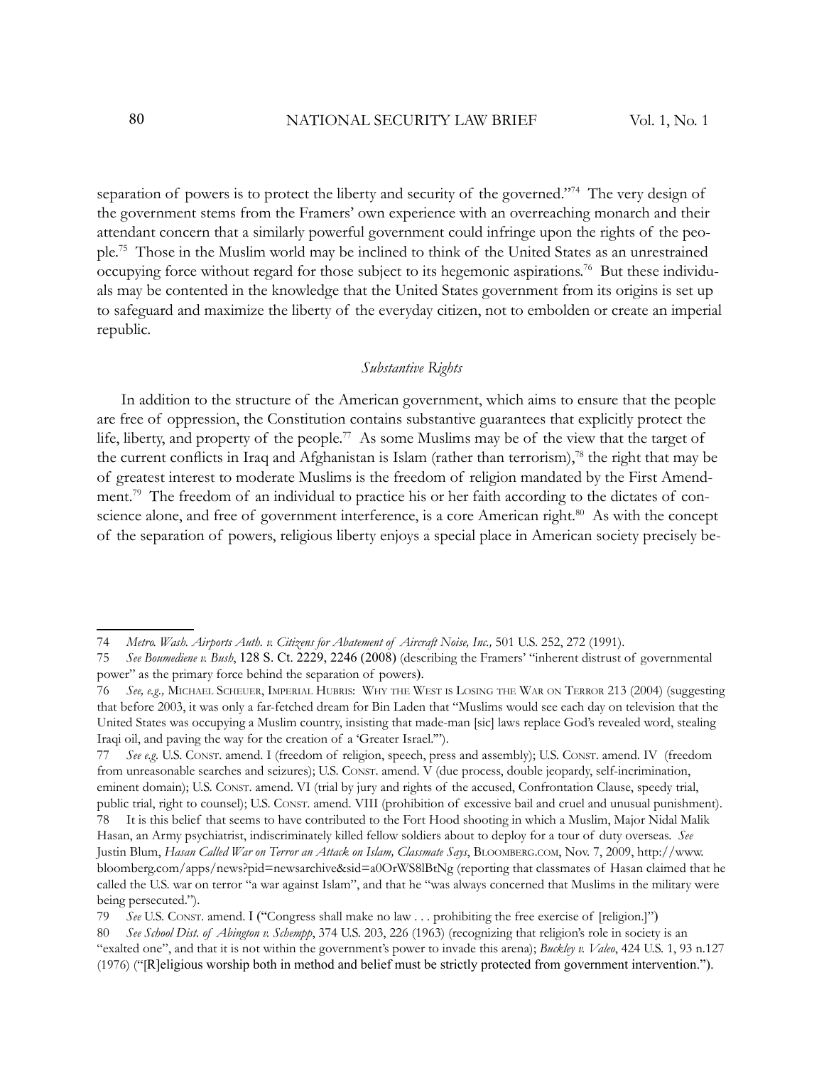separation of powers is to protect the liberty and security of the governed."[74] The very design of the government stems from the Framers' own experience with an overreaching monarch and their attendant concern that a similarly powerful government could infringe upon the rights of the people.[75] Those in the Muslim world may be inclined to think of the United States as an unrestrained occupying force without regard for those subject to its hegemonic aspirations.[76] But these individuals may be contented in the knowledge that the United States government from its origins is set up to safeguard and maximize the liberty of the everyday citizen, not to embolden or create an imperial republic.

### *Substantive Rights*

In addition to the structure of the American government, which aims to ensure that the people are free of oppression, the Constitution contains substantive guarantees that explicitly protect the life, liberty, and property of the people.[77] As some Muslims may be of the view that the target of the current conflicts in Iraq and Afghanistan is Islam (rather than terrorism),[78] the right that may be of greatest interest to moderate Muslims is the freedom of religion mandated by the First Amendment.[79] The freedom of an individual to practice his or her faith according to the dictates of conscience alone, and free of government interference, is a core American right.[80] As with the concept of the separation of powers, religious liberty enjoys a special place in American society precisely be-

---

74 *Metro. Wash. Airports Auth. v. Citizens for Abatement of Aircraft Noise, Inc.,* 501 U.S. 252, 272 (1991).

75 *See Boumediene v. Bush*, 128 S. Ct. 2229, 2246 (2008) (describing the Framers' "inherent distrust of governmental power" as the primary force behind the separation of powers).

76 *See, e.g.,* Michael Scheuer, Imperial Hubris: Why the West is Losing the War on Terror 213 (2004) (suggesting that before 2003, it was only a far-fetched dream for Bin Laden that "Muslims would see each day on television that the United States was occupying a Muslim country, insisting that made-man [sic] laws replace God's revealed word, stealing Iraqi oil, and paving the way for the creation of a 'Greater Israel.'").

77 *See e.g.* U.S. Const. amend. I (freedom of religion, speech, press and assembly); U.S. Const. amend. IV (freedom from unreasonable searches and seizures); U.S. Const. amend. V (due process, double jeopardy, self-incrimination, eminent domain); U.S. Const. amend. VI (trial by jury and rights of the accused, Confrontation Clause, speedy trial, public trial, right to counsel); U.S. Const. amend. VIII (prohibition of excessive bail and cruel and unusual punishment).

78 It is this belief that seems to have contributed to the Fort Hood shooting in which a Muslim, Major Nidal Malik Hasan, an Army psychiatrist, indiscriminately killed fellow soldiers about to deploy for a tour of duty overseas. *See* Justin Blum, *Hasan Called War on Terror an Attack on Islam, Classmate Says*, Bloomberg.com, Nov. 7, 2009, http://www.bloomberg.com/apps/news?pid=newsarchive&sid=a0OrWS8lBtNg (reporting that classmates of Hasan claimed that he called the U.S. war on terror "a war against Islam", and that he "was always concerned that Muslims in the military were being persecuted.").

79 *See* U.S. Const. amend. I ("Congress shall make no law . . . prohibiting the free exercise of [religion.]")

80 *See School Dist. of Abington v. Schempp*, 374 U.S. 203, 226 (1963) (recognizing that religion's role in society is an "exalted one", and that it is not within the government's power to invade this arena); *Buckley v. Valeo*, 424 U.S. 1, 93 n.127 (1976) ("[R]eligious worship both in method and belief must be strictly protected from government intervention.").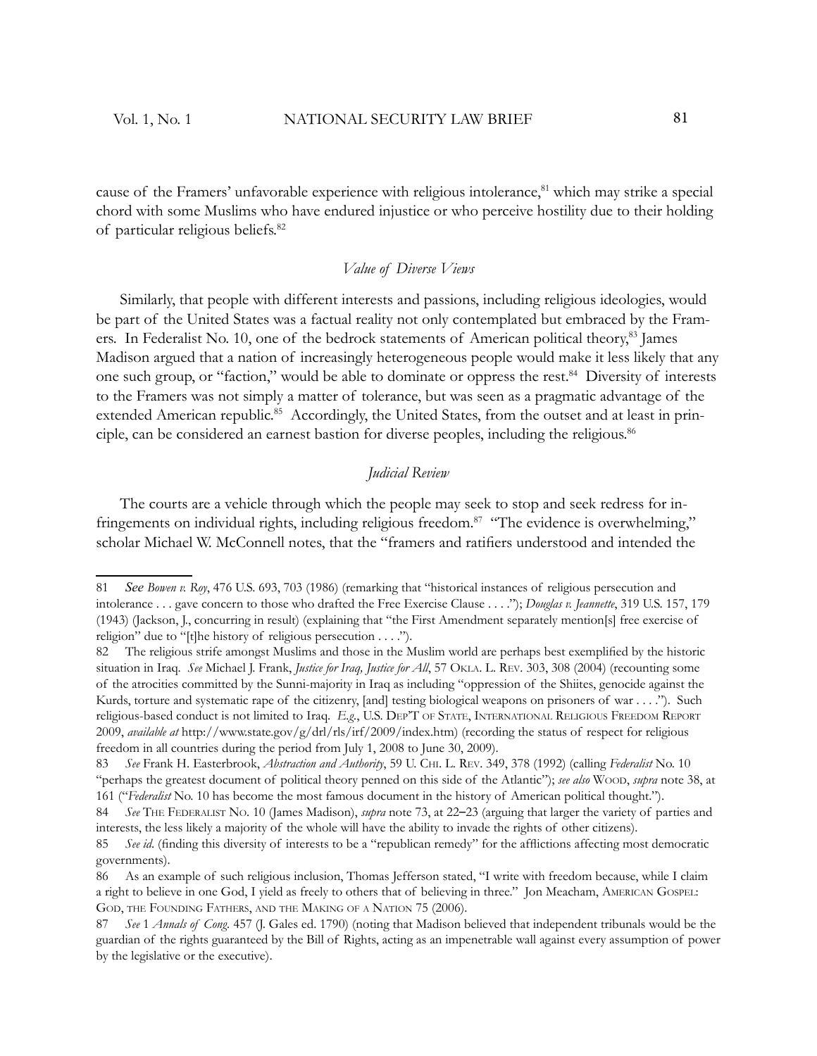cause of the Framers' unfavorable experience with religious intolerance,[81] which may strike a special chord with some Muslims who have endured injustice or who perceive hostility due to their holding of particular religious beliefs.[82]

### *Value of Diverse Views*

Similarly, that people with different interests and passions, including religious ideologies, would be part of the United States was a factual reality not only contemplated but embraced by the Framers. In Federalist No. 10, one of the bedrock statements of American political theory,[83] James Madison argued that a nation of increasingly heterogeneous people would make it less likely that any one such group, or "faction," would be able to dominate or oppress the rest.[84] Diversity of interests to the Framers was not simply a matter of tolerance, but was seen as a pragmatic advantage of the extended American republic.[85] Accordingly, the United States, from the outset and at least in principle, can be considered an earnest bastion for diverse peoples, including the religious.[86]

### *Judicial Review*

The courts are a vehicle through which the people may seek to stop and seek redress for infringements on individual rights, including religious freedom.[87] "The evidence is overwhelming," scholar Michael W. McConnell notes, that the "framers and ratifiers understood and intended the

---

81 *See Bowen v. Roy*, 476 U.S. 693, 703 (1986) (remarking that "historical instances of religious persecution and intolerance . . . gave concern to those who drafted the Free Exercise Clause . . . ."); *Douglas v. Jeannette*, 319 U.S. 157, 179 (1943) (Jackson, J., concurring in result) (explaining that "the First Amendment separately mention[s] free exercise of religion" due to "[t]he history of religious persecution . . . .").

82 The religious strife amongst Muslims and those in the Muslim world are perhaps best exemplified by the historic situation in Iraq. *See* Michael J. Frank, *Justice for Iraq, Justice for All*, 57 OKLA. L. REV. 303, 308 (2004) (recounting some of the atrocities committed by the Sunni-majority in Iraq as including "oppression of the Shiites, genocide against the Kurds, torture and systematic rape of the citizenry, [and] testing biological weapons on prisoners of war . . . ."). Such religious-based conduct is not limited to Iraq. *E.g.*, U.S. DEP'T OF STATE, INTERNATIONAL RELIGIOUS FREEDOM REPORT 2009, *available at* http://www.state.gov/g/drl/rls/irf/2009/index.htm) (recording the status of respect for religious freedom in all countries during the period from July 1, 2008 to June 30, 2009).

83 *See* Frank H. Easterbrook, *Abstraction and Authority*, 59 U. CHI. L. REV. 349, 378 (1992) (calling *Federalist* No. 10 "perhaps the greatest document of political theory penned on this side of the Atlantic"); *see also* WOOD, *supra* note 38, at 161 ("*Federalist* No. 10 has become the most famous document in the history of American political thought.").

84 *See* THE FEDERALIST NO. 10 (James Madison), *supra* note 73, at 22–23 (arguing that larger the variety of parties and interests, the less likely a majority of the whole will have the ability to invade the rights of other citizens).

85 *See id.* (finding this diversity of interests to be a "republican remedy" for the afflictions affecting most democratic governments).

86 As an example of such religious inclusion, Thomas Jefferson stated, "I write with freedom because, while I claim a right to believe in one God, I yield as freely to others that of believing in three." Jon Meacham, AMERICAN GOSPEL: GOD, THE FOUNDING FATHERS, AND THE MAKING OF A NATION 75 (2006).

87 *See* 1 *Annals of Cong.* 457 (J. Gales ed. 1790) (noting that Madison believed that independent tribunals would be the guardian of the rights guaranteed by the Bill of Rights, acting as an impenetrable wall against every assumption of power by the legislative or the executive).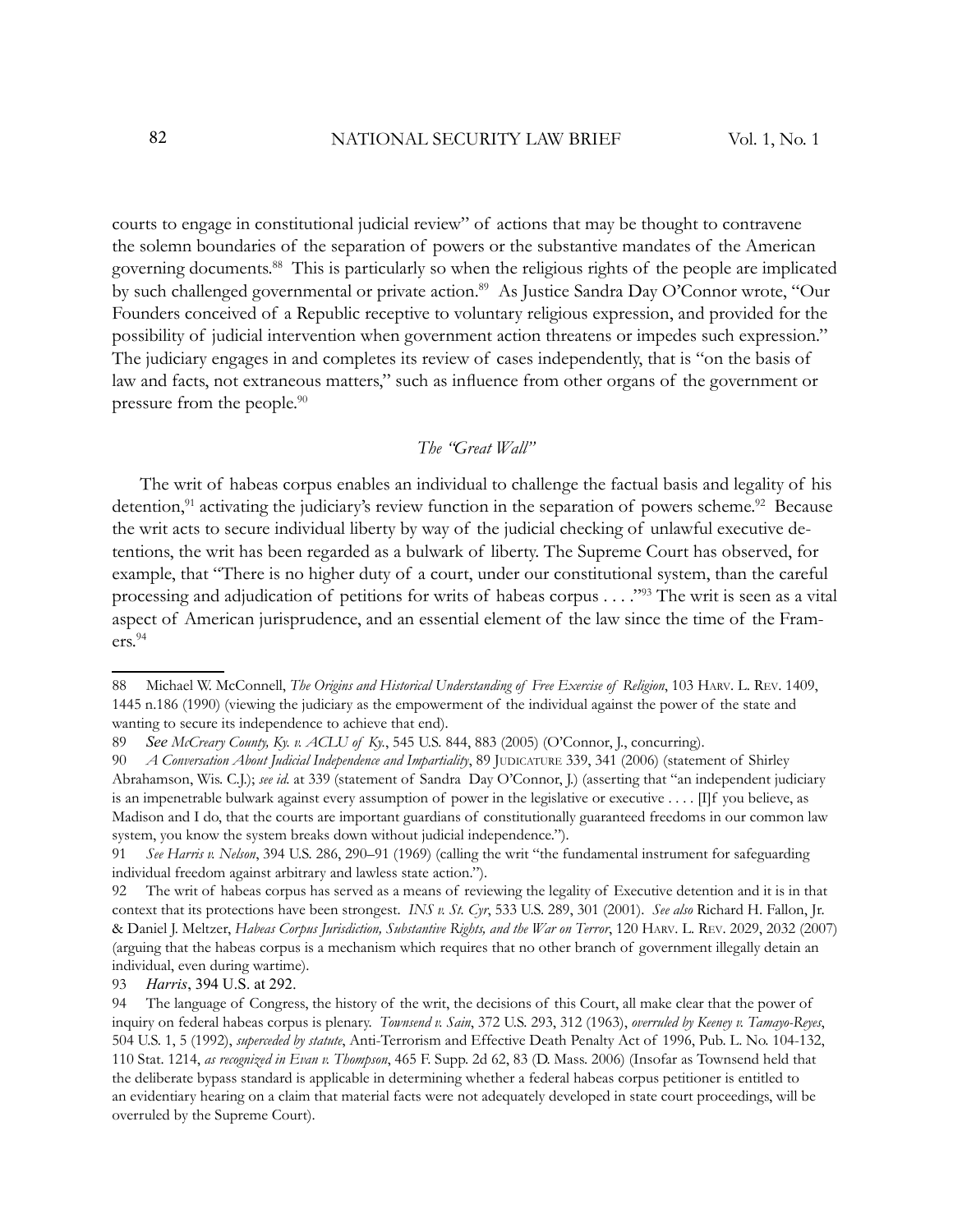courts to engage in constitutional judicial review" of actions that may be thought to contravene the solemn boundaries of the separation of powers or the substantive mandates of the American governing documents.[88] This is particularly so when the religious rights of the people are implicated by such challenged governmental or private action.[89] As Justice Sandra Day O'Connor wrote, "Our Founders conceived of a Republic receptive to voluntary religious expression, and provided for the possibility of judicial intervention when government action threatens or impedes such expression." The judiciary engages in and completes its review of cases independently, that is "on the basis of law and facts, not extraneous matters," such as influence from other organs of the government or pressure from the people.[90]

### *The "Great Wall"*

The writ of habeas corpus enables an individual to challenge the factual basis and legality of his detention,[91] activating the judiciary's review function in the separation of powers scheme.[92] Because the writ acts to secure individual liberty by way of the judicial checking of unlawful executive detentions, the writ has been regarded as a bulwark of liberty. The Supreme Court has observed, for example, that "There is no higher duty of a court, under our constitutional system, than the careful processing and adjudication of petitions for writs of habeas corpus . . . ."[93] The writ is seen as a vital aspect of American jurisprudence, and an essential element of the law since the time of the Framers.[94]

---

88 Michael W. McConnell, *The Origins and Historical Understanding of Free Exercise of Religion*, 103 HARV. L. REV. 1409, 1445 n.186 (1990) (viewing the judiciary as the empowerment of the individual against the power of the state and wanting to secure its independence to achieve that end).

89 *See McCreary County, Ky. v. ACLU of Ky.*, 545 U.S. 844, 883 (2005) (O'Connor, J., concurring).

90 *A Conversation About Judicial Independence and Impartiality*, 89 JUDICATURE 339, 341 (2006) (statement of Shirley Abrahamson, Wis. C.J.); *see id.* at 339 (statement of Sandra Day O'Connor, J.) (asserting that "an independent judiciary is an impenetrable bulwark against every assumption of power in the legislative or executive . . . . [I]f you believe, as Madison and I do, that the courts are important guardians of constitutionally guaranteed freedoms in our common law system, you know the system breaks down without judicial independence.").

91 *See Harris v. Nelson*, 394 U.S. 286, 290–91 (1969) (calling the writ "the fundamental instrument for safeguarding individual freedom against arbitrary and lawless state action.").

92 The writ of habeas corpus has served as a means of reviewing the legality of Executive detention and it is in that context that its protections have been strongest. *INS v. St. Cyr*, 533 U.S. 289, 301 (2001). *See also* Richard H. Fallon, Jr. & Daniel J. Meltzer, *Habeas Corpus Jurisdiction, Substantive Rights, and the War on Terror*, 120 HARV. L. REV. 2029, 2032 (2007) (arguing that the habeas corpus is a mechanism which requires that no other branch of government illegally detain an individual, even during wartime).

93 *Harris*, 394 U.S. at 292.

94 The language of Congress, the history of the writ, the decisions of this Court, all make clear that the power of inquiry on federal habeas corpus is plenary. *Townsend v. Sain*, 372 U.S. 293, 312 (1963), *overruled by Keeney v. Tamayo-Reyes*, 504 U.S. 1, 5 (1992), *superceded by statute*, Anti-Terrorism and Effective Death Penalty Act of 1996, Pub. L. No. 104-132, 110 Stat. 1214, *as recognized in Evan v. Thompson*, 465 F. Supp. 2d 62, 83 (D. Mass. 2006) (Insofar as Townsend held that the deliberate bypass standard is applicable in determining whether a federal habeas corpus petitioner is entitled to an evidentiary hearing on a claim that material facts were not adequately developed in state court proceedings, will be overruled by the Supreme Court).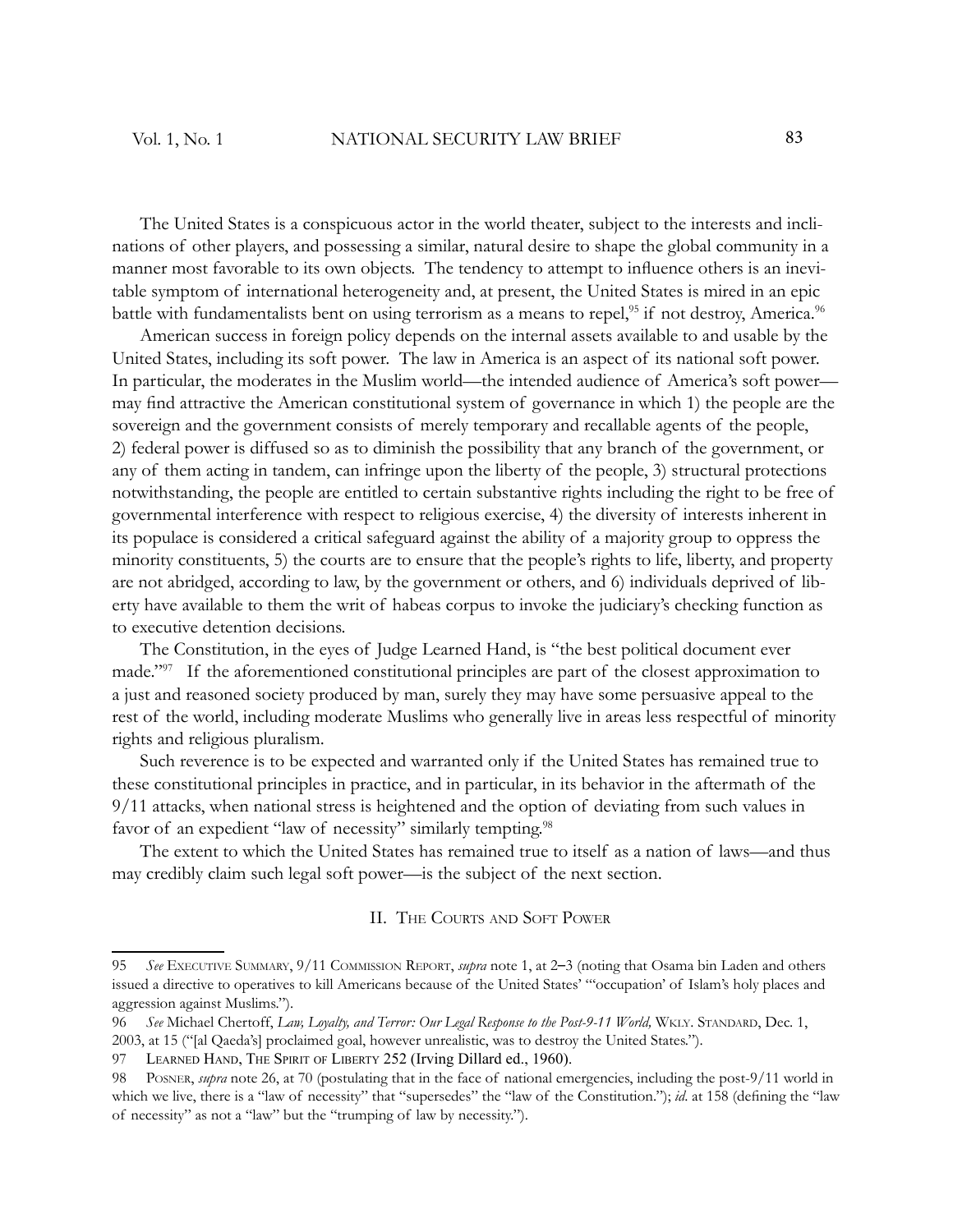The United States is a conspicuous actor in the world theater, subject to the interests and inclinations of other players, and possessing a similar, natural desire to shape the global community in a manner most favorable to its own objects. The tendency to attempt to influence others is an inevitable symptom of international heterogeneity and, at present, the United States is mired in an epic battle with fundamentalists bent on using terrorism as a means to repel,[95] if not destroy, America.[96]

American success in foreign policy depends on the internal assets available to and usable by the United States, including its soft power. The law in America is an aspect of its national soft power. In particular, the moderates in the Muslim world—the intended audience of America's soft power—may find attractive the American constitutional system of governance in which 1) the people are the sovereign and the government consists of merely temporary and recallable agents of the people, 2) federal power is diffused so as to diminish the possibility that any branch of the government, or any of them acting in tandem, can infringe upon the liberty of the people, 3) structural protections notwithstanding, the people are entitled to certain substantive rights including the right to be free of governmental interference with respect to religious exercise, 4) the diversity of interests inherent in its populace is considered a critical safeguard against the ability of a majority group to oppress the minority constituents, 5) the courts are to ensure that the people's rights to life, liberty, and property are not abridged, according to law, by the government or others, and 6) individuals deprived of liberty have available to them the writ of habeas corpus to invoke the judiciary's checking function as to executive detention decisions.

The Constitution, in the eyes of Judge Learned Hand, is "the best political document ever made."[97] If the aforementioned constitutional principles are part of the closest approximation to a just and reasoned society produced by man, surely they may have some persuasive appeal to the rest of the world, including moderate Muslims who generally live in areas less respectful of minority rights and religious pluralism.

Such reverence is to be expected and warranted only if the United States has remained true to these constitutional principles in practice, and in particular, in its behavior in the aftermath of the 9/11 attacks, when national stress is heightened and the option of deviating from such values in favor of an expedient "law of necessity" similarly tempting.[98]

The extent to which the United States has remained true to itself as a nation of laws—and thus may credibly claim such legal soft power—is the subject of the next section.

## II. The Courts and Soft Power

---

95 *See* Executive Summary, 9/11 Commission Report, *supra* note 1, at 2–3 (noting that Osama bin Laden and others issued a directive to operatives to kill Americans because of the United States' "'occupation' of Islam's holy places and aggression against Muslims.").

96 *See* Michael Chertoff, *Law, Loyalty, and Terror: Our Legal Response to the Post-9-11 World,* Wkly. Standard, Dec. 1, 2003, at 15 ("[al Qaeda's] proclaimed goal, however unrealistic, was to destroy the United States.").

97 Learned Hand, The Spirit of Liberty 252 (Irving Dillard ed., 1960).

98 Posner, *supra* note 26, at 70 (postulating that in the face of national emergencies, including the post-9/11 world in which we live, there is a "law of necessity" that "supersedes" the "law of the Constitution."); *id*. at 158 (defining the "law of necessity" as not a "law" but the "trumping of law by necessity.").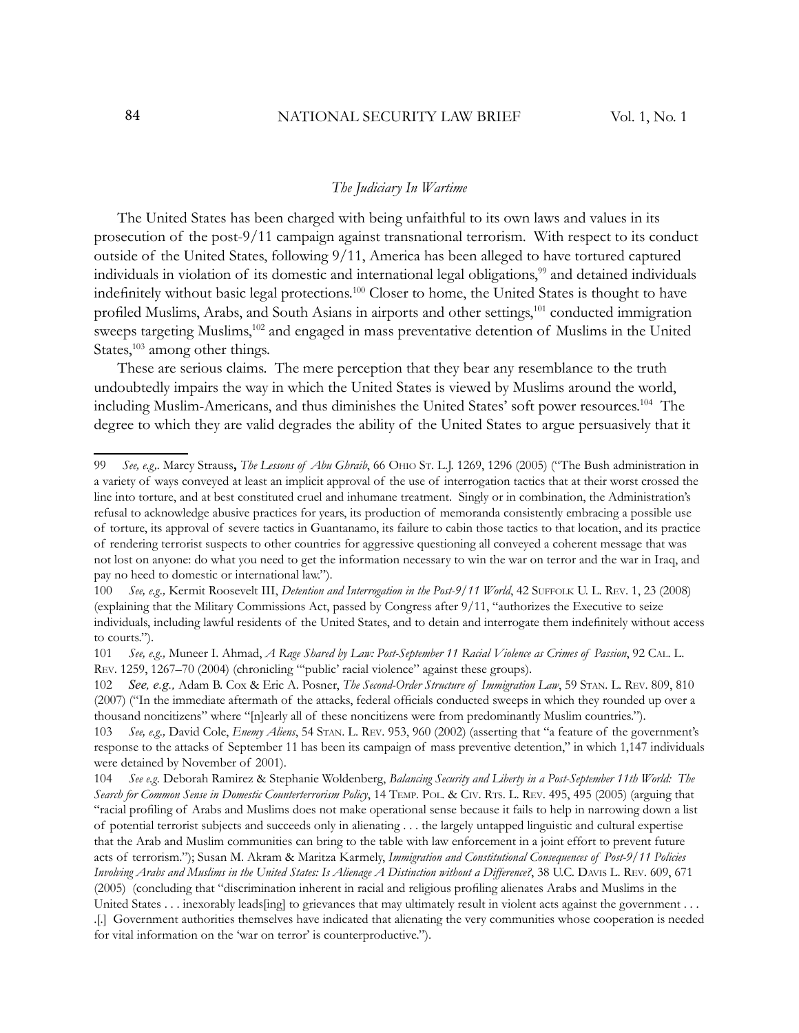*The Judiciary In Wartime*

The United States has been charged with being unfaithful to its own laws and values in its prosecution of the post-9/11 campaign against transnational terrorism. With respect to its conduct outside of the United States, following 9/11, America has been alleged to have tortured captured individuals in violation of its domestic and international legal obligations,[99] and detained individuals indefinitely without basic legal protections.[100] Closer to home, the United States is thought to have profiled Muslims, Arabs, and South Asians in airports and other settings,[101] conducted immigration sweeps targeting Muslims,[102] and engaged in mass preventative detention of Muslims in the United States,[103] among other things.

These are serious claims. The mere perception that they bear any resemblance to the truth undoubtedly impairs the way in which the United States is viewed by Muslims around the world, including Muslim-Americans, and thus diminishes the United States' soft power resources.[104] The degree to which they are valid degrades the ability of the United States to argue persuasively that it

---

99 *See, e.g,.* Marcy Strauss**,** *The Lessons of Abu Ghraib*, 66 OHIO ST. L.J. 1269, 1296 (2005) ("The Bush administration in a variety of ways conveyed at least an implicit approval of the use of interrogation tactics that at their worst crossed the line into torture, and at best constituted cruel and inhumane treatment. Singly or in combination, the Administration's refusal to acknowledge abusive practices for years, its production of memoranda consistently embracing a possible use of torture, its approval of severe tactics in Guantanamo, its failure to cabin those tactics to that location, and its practice of rendering terrorist suspects to other countries for aggressive questioning all conveyed a coherent message that was not lost on anyone: do what you need to get the information necessary to win the war on terror and the war in Iraq, and pay no heed to domestic or international law.").

100 *See, e.g.,* Kermit Roosevelt III, *Detention and Interrogation in the Post-9/11 World*, 42 SUFFOLK U. L. REV. 1, 23 (2008) (explaining that the Military Commissions Act, passed by Congress after 9/11, "authorizes the Executive to seize individuals, including lawful residents of the United States, and to detain and interrogate them indefinitely without access to courts.").

101 *See, e.g.,* Muneer I. Ahmad, *A Rage Shared by Law: Post-September 11 Racial Violence as Crimes of Passion*, 92 CAL. L. REV. 1259, 1267–70 (2004) (chronicling "'public' racial violence" against these groups).

102 *See, e.g.,* Adam B. Cox & Eric A. Posner, *The Second-Order Structure of Immigration Law*, 59 STAN. L. REV. 809, 810 (2007) ("In the immediate aftermath of the attacks, federal officials conducted sweeps in which they rounded up over a thousand noncitizens" where "[n]early all of these noncitizens were from predominantly Muslim countries.").

103 *See, e.g.,* David Cole, *Enemy Aliens*, 54 STAN. L. REV. 953, 960 (2002) (asserting that "a feature of the government's response to the attacks of September 11 has been its campaign of mass preventive detention," in which 1,147 individuals were detained by November of 2001).

104 *See e.g.* Deborah Ramirez & Stephanie Woldenberg, *Balancing Security and Liberty in a Post-September 11th World: The Search for Common Sense in Domestic Counterterrorism Policy*, 14 TEMP. POL. & CIV. RTS. L. REV. 495, 495 (2005) (arguing that "racial profiling of Arabs and Muslims does not make operational sense because it fails to help in narrowing down a list of potential terrorist subjects and succeeds only in alienating . . . the largely untapped linguistic and cultural expertise that the Arab and Muslim communities can bring to the table with law enforcement in a joint effort to prevent future acts of terrorism."); Susan M. Akram & Maritza Karmely, *Immigration and Constitutional Consequences of Post-9/11 Policies Involving Arabs and Muslims in the United States: Is Alienage A Distinction without a Difference?*, 38 U.C. DAVIS L. REV. 609, 671 (2005) (concluding that "discrimination inherent in racial and religious profiling alienates Arabs and Muslims in the United States . . . inexorably leads[ing] to grievances that may ultimately result in violent acts against the government . . . .[.] Government authorities themselves have indicated that alienating the very communities whose cooperation is needed for vital information on the 'war on terror' is counterproductive.").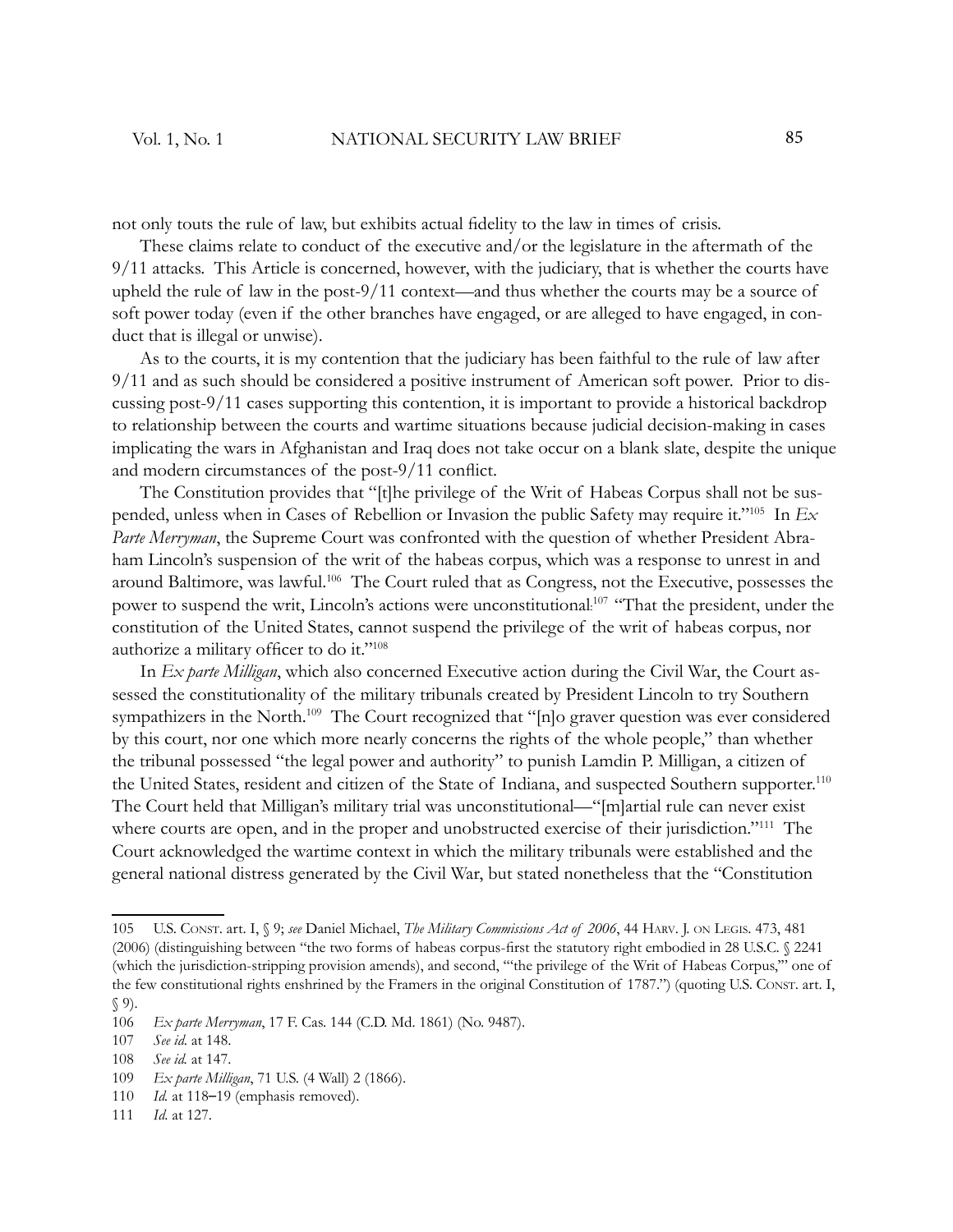not only touts the rule of law, but exhibits actual fidelity to the law in times of crisis.

These claims relate to conduct of the executive and/or the legislature in the aftermath of the 9/11 attacks. This Article is concerned, however, with the judiciary, that is whether the courts have upheld the rule of law in the post-9/11 context—and thus whether the courts may be a source of soft power today (even if the other branches have engaged, or are alleged to have engaged, in conduct that is illegal or unwise).

As to the courts, it is my contention that the judiciary has been faithful to the rule of law after 9/11 and as such should be considered a positive instrument of American soft power. Prior to discussing post-9/11 cases supporting this contention, it is important to provide a historical backdrop to relationship between the courts and wartime situations because judicial decision-making in cases implicating the wars in Afghanistan and Iraq does not take occur on a blank slate, despite the unique and modern circumstances of the post-9/11 conflict.

The Constitution provides that "[t]he privilege of the Writ of Habeas Corpus shall not be suspended, unless when in Cases of Rebellion or Invasion the public Safety may require it."[105] In *Ex Parte Merryman*, the Supreme Court was confronted with the question of whether President Abraham Lincoln's suspension of the writ of the habeas corpus, which was a response to unrest in and around Baltimore, was lawful.[106] The Court ruled that as Congress, not the Executive, possesses the power to suspend the writ, Lincoln's actions were unconstitutional.[107] "That the president, under the constitution of the United States, cannot suspend the privilege of the writ of habeas corpus, nor authorize a military officer to do it."[108]

In *Ex parte Milligan*, which also concerned Executive action during the Civil War, the Court assessed the constitutionality of the military tribunals created by President Lincoln to try Southern sympathizers in the North.[109] The Court recognized that "[n]o graver question was ever considered by this court, nor one which more nearly concerns the rights of the whole people," than whether the tribunal possessed "the legal power and authority" to punish Lamdin P. Milligan, a citizen of the United States, resident and citizen of the State of Indiana, and suspected Southern supporter.[110] The Court held that Milligan's military trial was unconstitutional—"[m]artial rule can never exist where courts are open, and in the proper and unobstructed exercise of their jurisdiction."[111] The Court acknowledged the wartime context in which the military tribunals were established and the general national distress generated by the Civil War, but stated nonetheless that the "Constitution

---

105 U.S. Const. art. I, § 9; *see* Daniel Michael, *The Military Commissions Act of 2006*, 44 Harv. J. on Legis. 473, 481 (2006) (distinguishing between "the two forms of habeas corpus-first the statutory right embodied in 28 U.S.C. § 2241 (which the jurisdiction-stripping provision amends), and second, "'the privilege of the Writ of Habeas Corpus,'" one of the few constitutional rights enshrined by the Framers in the original Constitution of 1787.") (quoting U.S. Const. art. I, § 9).

106 *Ex parte Merryman*, 17 F. Cas. 144 (C.D. Md. 1861) (No. 9487).

107 *See id.* at 148.

108 *See id.* at 147.

109 *Ex parte Milligan*, 71 U.S. (4 Wall) 2 (1866).

110 *Id.* at 118–19 (emphasis removed).

111 *Id.* at 127.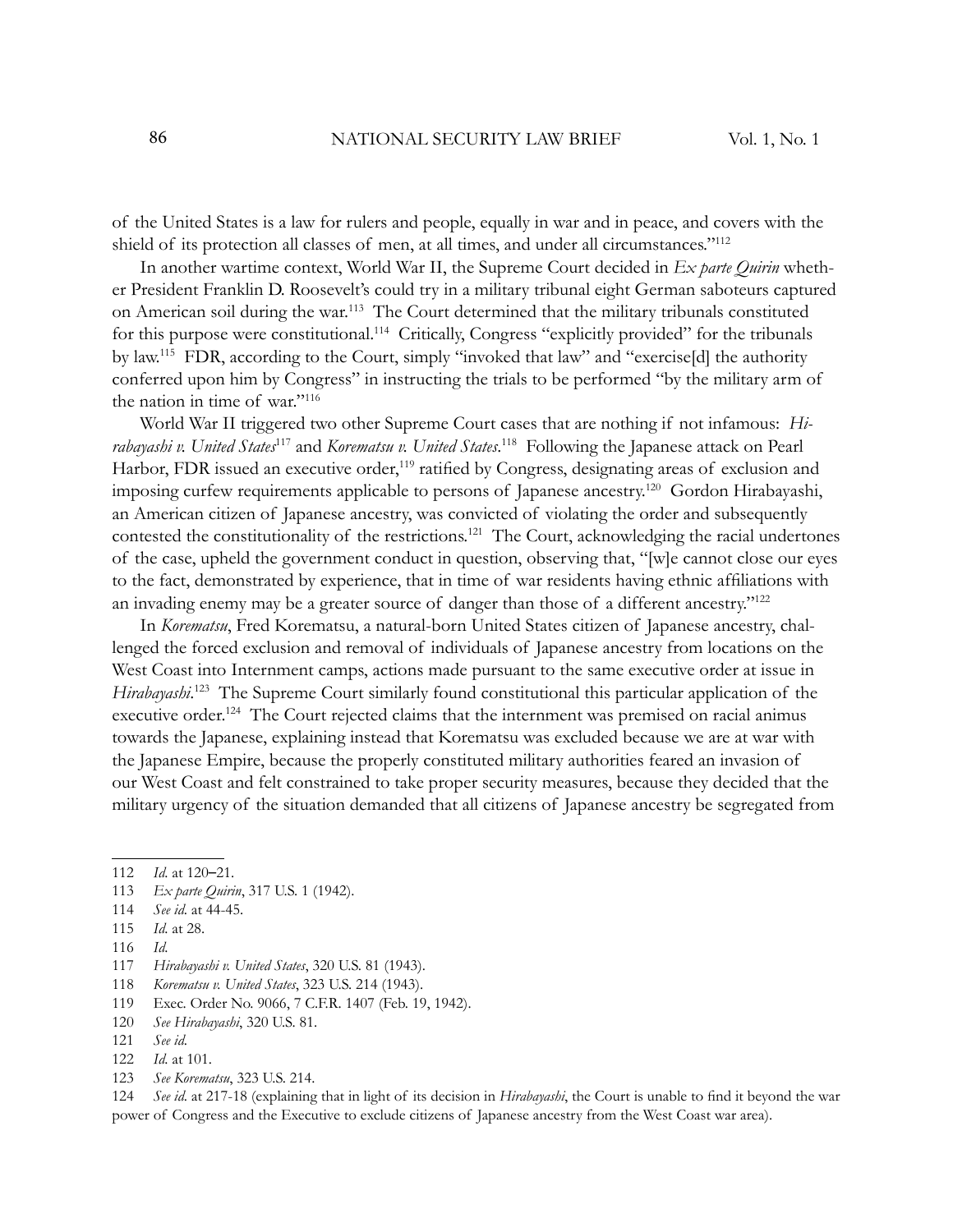of the United States is a law for rulers and people, equally in war and in peace, and covers with the shield of its protection all classes of men, at all times, and under all circumstances."[112]

In another wartime context, World War II, the Supreme Court decided in *Ex parte Quirin* whether President Franklin D. Roosevelt's could try in a military tribunal eight German saboteurs captured on American soil during the war.[113] The Court determined that the military tribunals constituted for this purpose were constitutional.[114] Critically, Congress "explicitly provided" for the tribunals by law.[115] FDR, according to the Court, simply "invoked that law" and "exercise[d] the authority conferred upon him by Congress" in instructing the trials to be performed "by the military arm of the nation in time of war."[116]

World War II triggered two other Supreme Court cases that are nothing if not infamous: *Hirabayashi v. United States*[117] and *Korematsu v. United States*.[118] Following the Japanese attack on Pearl Harbor, FDR issued an executive order,[119] ratified by Congress, designating areas of exclusion and imposing curfew requirements applicable to persons of Japanese ancestry.[120] Gordon Hirabayashi, an American citizen of Japanese ancestry, was convicted of violating the order and subsequently contested the constitutionality of the restrictions.[121] The Court, acknowledging the racial undertones of the case, upheld the government conduct in question, observing that, "[w]e cannot close our eyes to the fact, demonstrated by experience, that in time of war residents having ethnic affiliations with an invading enemy may be a greater source of danger than those of a different ancestry."[122]

In *Korematsu*, Fred Korematsu, a natural-born United States citizen of Japanese ancestry, challenged the forced exclusion and removal of individuals of Japanese ancestry from locations on the West Coast into Internment camps, actions made pursuant to the same executive order at issue in *Hirabayashi*.[123] The Supreme Court similarly found constitutional this particular application of the executive order.[124] The Court rejected claims that the internment was premised on racial animus towards the Japanese, explaining instead that Korematsu was excluded because we are at war with the Japanese Empire, because the properly constituted military authorities feared an invasion of our West Coast and felt constrained to take proper security measures, because they decided that the military urgency of the situation demanded that all citizens of Japanese ancestry be segregated from

---

112 *Id.* at 120–21.

113 *Ex parte Quirin*, 317 U.S. 1 (1942).

114 *See id.* at 44-45.

115 *Id.* at 28.

116 *Id.*

117 *Hirabayashi v. United States*, 320 U.S. 81 (1943).

118 *Korematsu v. United States*, 323 U.S. 214 (1943).

119 Exec. Order No. 9066, 7 C.F.R. 1407 (Feb. 19, 1942).

120 *See Hirabayashi*, 320 U.S. 81.

121 *See id.*

122 *Id.* at 101.

123 *See Korematsu*, 323 U.S. 214.

124 *See id.* at 217-18 (explaining that in light of its decision in *Hirabayashi*, the Court is unable to find it beyond the war power of Congress and the Executive to exclude citizens of Japanese ancestry from the West Coast war area).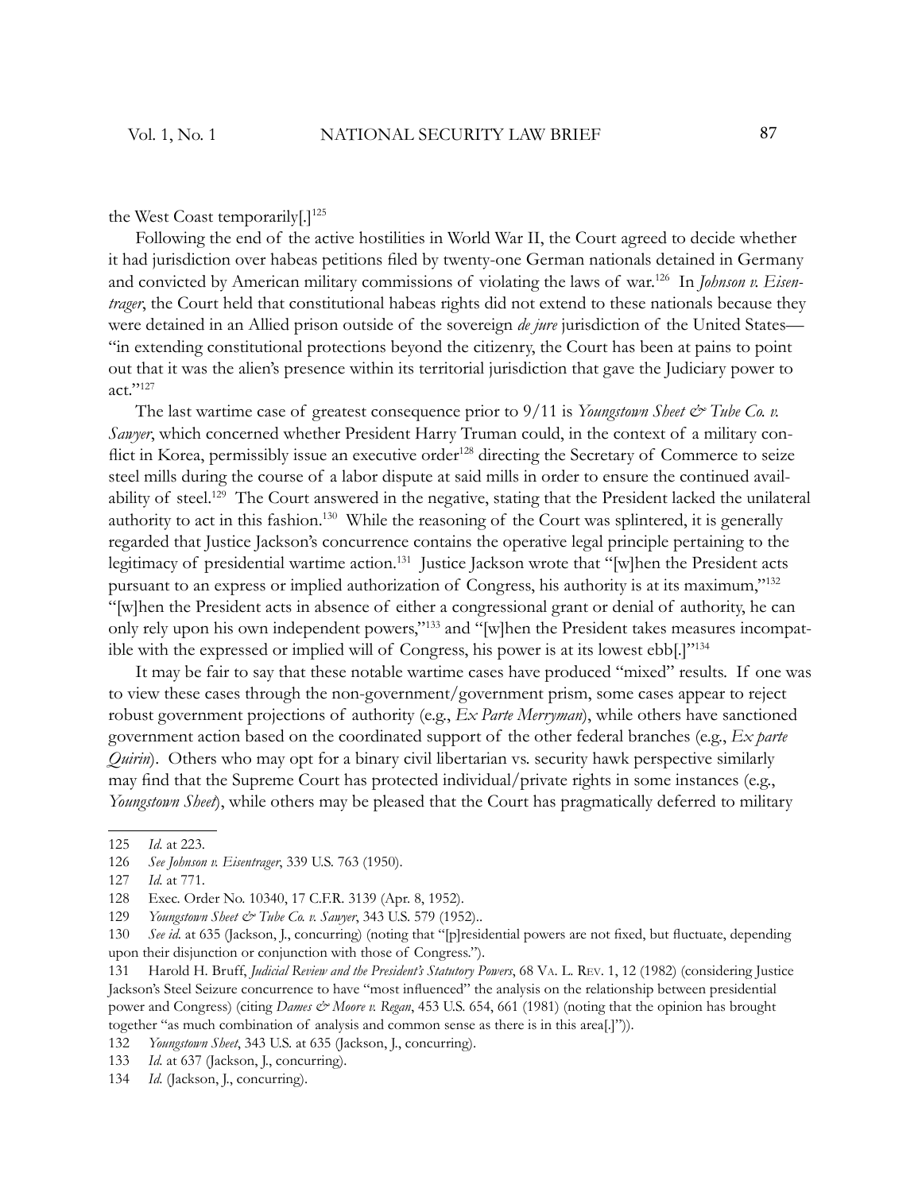the West Coast temporarily[.][125]

Following the end of the active hostilities in World War II, the Court agreed to decide whether it had jurisdiction over habeas petitions filed by twenty-one German nationals detained in Germany and convicted by American military commissions of violating the laws of war.[126] In *Johnson v. Eisentrager*, the Court held that constitutional habeas rights did not extend to these nationals because they were detained in an Allied prison outside of the sovereign *de jure* jurisdiction of the United States—"in extending constitutional protections beyond the citizenry, the Court has been at pains to point out that it was the alien's presence within its territorial jurisdiction that gave the Judiciary power to act."[127]

The last wartime case of greatest consequence prior to 9/11 is *Youngstown Sheet & Tube Co. v. Sawyer*, which concerned whether President Harry Truman could, in the context of a military conflict in Korea, permissibly issue an executive order[128] directing the Secretary of Commerce to seize steel mills during the course of a labor dispute at said mills in order to ensure the continued availability of steel.[129] The Court answered in the negative, stating that the President lacked the unilateral authority to act in this fashion.[130] While the reasoning of the Court was splintered, it is generally regarded that Justice Jackson's concurrence contains the operative legal principle pertaining to the legitimacy of presidential wartime action.[131] Justice Jackson wrote that "[w]hen the President acts pursuant to an express or implied authorization of Congress, his authority is at its maximum,"[132] "[w]hen the President acts in absence of either a congressional grant or denial of authority, he can only rely upon his own independent powers,"[133] and "[w]hen the President takes measures incompatible with the expressed or implied will of Congress, his power is at its lowest ebb[.]"[134]

It may be fair to say that these notable wartime cases have produced "mixed" results. If one was to view these cases through the non-government/government prism, some cases appear to reject robust government projections of authority (e.g., *Ex Parte Merryman*), while others have sanctioned government action based on the coordinated support of the other federal branches (e.g., *Ex parte Quirin*). Others who may opt for a binary civil libertarian vs. security hawk perspective similarly may find that the Supreme Court has protected individual/private rights in some instances (e.g., *Youngstown Sheet*), while others may be pleased that the Court has pragmatically deferred to military

---

125 *Id.* at 223.

126 *See Johnson v. Eisentrager*, 339 U.S. 763 (1950).

127 *Id.* at 771.

128 Exec. Order No. 10340, 17 C.F.R. 3139 (Apr. 8, 1952).

129 *Youngstown Sheet & Tube Co. v. Sawyer*, 343 U.S. 579 (1952)..

130 *See id.* at 635 (Jackson, J., concurring) (noting that "[p]residential powers are not fixed, but fluctuate, depending upon their disjunction or conjunction with those of Congress.").

131 Harold H. Bruff, *Judicial Review and the President's Statutory Powers*, 68 VA. L. REV. 1, 12 (1982) (considering Justice Jackson's Steel Seizure concurrence to have "most influenced" the analysis on the relationship between presidential power and Congress) (citing *Dames & Moore v. Regan*, 453 U.S. 654, 661 (1981) (noting that the opinion has brought together "as much combination of analysis and common sense as there is in this area[.]")).

132 *Youngstown Sheet*, 343 U.S. at 635 (Jackson, J., concurring).

133 *Id.* at 637 (Jackson, J., concurring).

134 *Id.* (Jackson, J., concurring).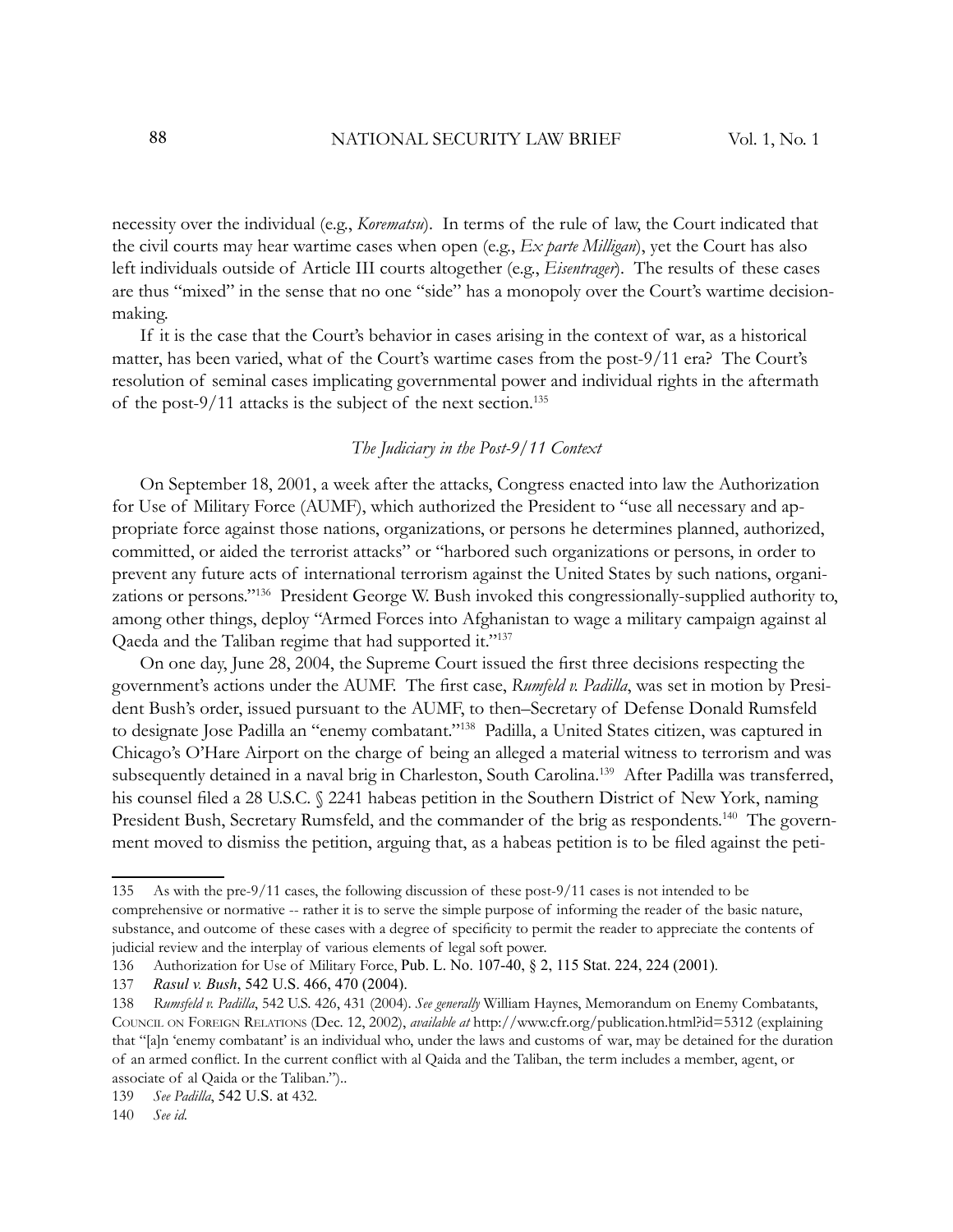necessity over the individual (e.g., *Korematsu*). In terms of the rule of law, the Court indicated that the civil courts may hear wartime cases when open (e.g., *Ex parte Milligan*), yet the Court has also left individuals outside of Article III courts altogether (e.g., *Eisentrager*). The results of these cases are thus "mixed" in the sense that no one "side" has a monopoly over the Court's wartime decision-making.

If it is the case that the Court's behavior in cases arising in the context of war, as a historical matter, has been varied, what of the Court's wartime cases from the post-9/11 era? The Court's resolution of seminal cases implicating governmental power and individual rights in the aftermath of the post-9/11 attacks is the subject of the next section.[135]

### *The Judiciary in the Post-9/11 Context*

On September 18, 2001, a week after the attacks, Congress enacted into law the Authorization for Use of Military Force (AUMF), which authorized the President to "use all necessary and appropriate force against those nations, organizations, or persons he determines planned, authorized, committed, or aided the terrorist attacks" or "harbored such organizations or persons, in order to prevent any future acts of international terrorism against the United States by such nations, organizations or persons."[136] President George W. Bush invoked this congressionally-supplied authority to, among other things, deploy "Armed Forces into Afghanistan to wage a military campaign against al Qaeda and the Taliban regime that had supported it."[137]

On one day, June 28, 2004, the Supreme Court issued the first three decisions respecting the government's actions under the AUMF. The first case, *Rumfeld v. Padilla*, was set in motion by President Bush's order, issued pursuant to the AUMF, to then–Secretary of Defense Donald Rumsfeld to designate Jose Padilla an "enemy combatant."[138] Padilla, a United States citizen, was captured in Chicago's O'Hare Airport on the charge of being an alleged a material witness to terrorism and was subsequently detained in a naval brig in Charleston, South Carolina.[139] After Padilla was transferred, his counsel filed a 28 U.S.C. § 2241 habeas petition in the Southern District of New York, naming President Bush, Secretary Rumsfeld, and the commander of the brig as respondents.[140] The government moved to dismiss the petition, arguing that, as a habeas petition is to be filed against the peti-

---

135 As with the pre-9/11 cases, the following discussion of these post-9/11 cases is not intended to be comprehensive or normative -- rather it is to serve the simple purpose of informing the reader of the basic nature, substance, and outcome of these cases with a degree of specificity to permit the reader to appreciate the contents of judicial review and the interplay of various elements of legal soft power.

136 Authorization for Use of Military Force, Pub. L. No. 107-40, § 2, 115 Stat. 224, 224 (2001).

137 *Rasul v. Bush*, 542 U.S. 466, 470 (2004).

138 *Rumsfeld v. Padilla*, 542 U.S. 426, 431 (2004). *See generally* William Haynes, Memorandum on Enemy Combatants, Council on Foreign Relations (Dec. 12, 2002), *available at* http://www.cfr.org/publication.html?id=5312 (explaining that "[a]n 'enemy combatant' is an individual who, under the laws and customs of war, may be detained for the duration of an armed conflict. In the current conflict with al Qaida and the Taliban, the term includes a member, agent, or associate of al Qaida or the Taliban.")..

139 *See Padilla*, 542 U.S. at 432.

140 *See id.*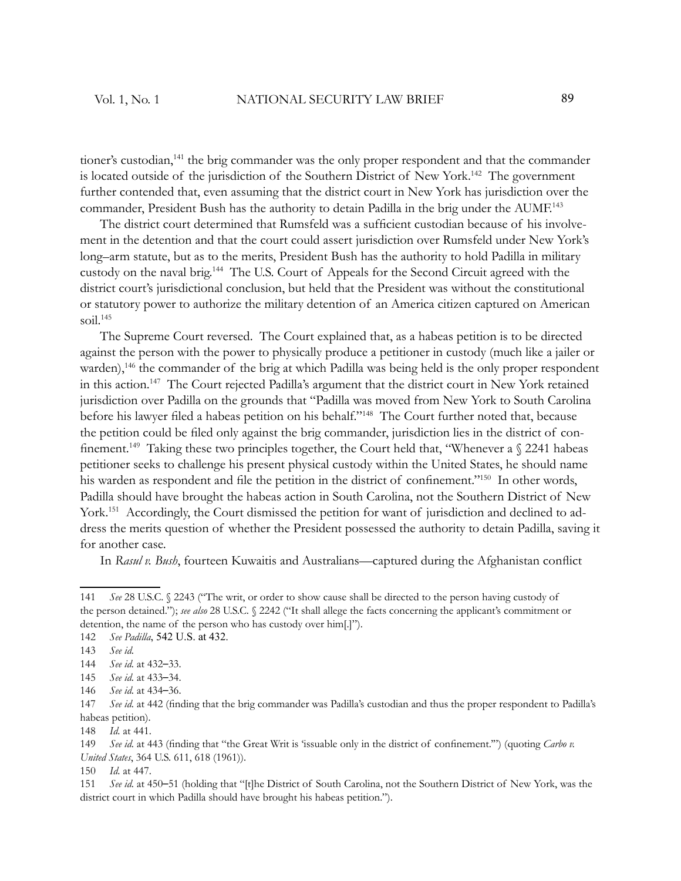tioner's custodian,[141] the brig commander was the only proper respondent and that the commander is located outside of the jurisdiction of the Southern District of New York.[142] The government further contended that, even assuming that the district court in New York has jurisdiction over the commander, President Bush has the authority to detain Padilla in the brig under the AUMF.[143]

The district court determined that Rumsfeld was a sufficient custodian because of his involvement in the detention and that the court could assert jurisdiction over Rumsfeld under New York's long–arm statute, but as to the merits, President Bush has the authority to hold Padilla in military custody on the naval brig.[144] The U.S. Court of Appeals for the Second Circuit agreed with the district court's jurisdictional conclusion, but held that the President was without the constitutional or statutory power to authorize the military detention of an America citizen captured on American soil.[145]

The Supreme Court reversed. The Court explained that, as a habeas petition is to be directed against the person with the power to physically produce a petitioner in custody (much like a jailer or warden),[146] the commander of the brig at which Padilla was being held is the only proper respondent in this action.[147] The Court rejected Padilla's argument that the district court in New York retained jurisdiction over Padilla on the grounds that "Padilla was moved from New York to South Carolina before his lawyer filed a habeas petition on his behalf."[148] The Court further noted that, because the petition could be filed only against the brig commander, jurisdiction lies in the district of confinement.[149] Taking these two principles together, the Court held that, "Whenever a § 2241 habeas petitioner seeks to challenge his present physical custody within the United States, he should name his warden as respondent and file the petition in the district of confinement."[150] In other words, Padilla should have brought the habeas action in South Carolina, not the Southern District of New York.[151] Accordingly, the Court dismissed the petition for want of jurisdiction and declined to address the merits question of whether the President possessed the authority to detain Padilla, saving it for another case.

In *Rasul v. Bush*, fourteen Kuwaitis and Australians—captured during the Afghanistan conflict

---

141 *See* 28 U.S.C. § 2243 ("The writ, or order to show cause shall be directed to the person having custody of the person detained."); *see also* 28 U.S.C. § 2242 ("It shall allege the facts concerning the applicant's commitment or detention, the name of the person who has custody over him[.]").

142 *See Padilla*, 542 U.S. at 432.

143 *See id.*

144 *See id.* at 432–33.

145 *See id.* at 433–34.

146 *See id.* at 434–36.

147 *See id.* at 442 (finding that the brig commander was Padilla's custodian and thus the proper respondent to Padilla's habeas petition).

148 *Id.* at 441.

149 *See id.* at 443 (finding that "the Great Writ is 'issuable only in the district of confinement.'") (quoting *Carbo v. United States*, 364 U.S. 611, 618 (1961)).

150 *Id.* at 447.

151 *See id.* at 450–51 (holding that "[t]he District of South Carolina, not the Southern District of New York, was the district court in which Padilla should have brought his habeas petition.").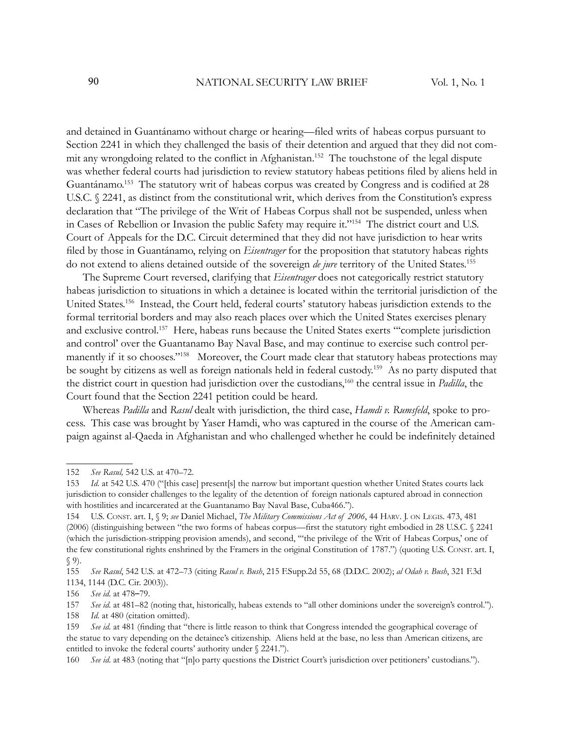and detained in Guantánamo without charge or hearing—filed writs of habeas corpus pursuant to Section 2241 in which they challenged the basis of their detention and argued that they did not commit any wrongdoing related to the conflict in Afghanistan.[152] The touchstone of the legal dispute was whether federal courts had jurisdiction to review statutory habeas petitions filed by aliens held in Guantánamo.[153] The statutory writ of habeas corpus was created by Congress and is codified at 28 U.S.C. § 2241, as distinct from the constitutional writ, which derives from the Constitution's express declaration that "The privilege of the Writ of Habeas Corpus shall not be suspended, unless when in Cases of Rebellion or Invasion the public Safety may require it."[154] The district court and U.S. Court of Appeals for the D.C. Circuit determined that they did not have jurisdiction to hear writs filed by those in Guantánamo, relying on *Eisentrager* for the proposition that statutory habeas rights do not extend to aliens detained outside of the sovereign *de jure* territory of the United States.[155]

The Supreme Court reversed, clarifying that *Eisentrager* does not categorically restrict statutory habeas jurisdiction to situations in which a detainee is located within the territorial jurisdiction of the United States.[156] Instead, the Court held, federal courts' statutory habeas jurisdiction extends to the formal territorial borders and may also reach places over which the United States exercises plenary and exclusive control.[157] Here, habeas runs because the United States exerts "'complete jurisdiction and control' over the Guantanamo Bay Naval Base, and may continue to exercise such control permanently if it so chooses."[158] Moreover, the Court made clear that statutory habeas protections may be sought by citizens as well as foreign nationals held in federal custody.[159] As no party disputed that the district court in question had jurisdiction over the custodians,[160] the central issue in *Padilla*, the Court found that the Section 2241 petition could be heard.

Whereas *Padilla* and *Rasul* dealt with jurisdiction, the third case, *Hamdi v. Rumsfeld*, spoke to process. This case was brought by Yaser Hamdi, who was captured in the course of the American campaign against al-Qaeda in Afghanistan and who challenged whether he could be indefinitely detained

---

152 *See Rasul,* 542 U.S. at 470–72.

153 *Id.* at 542 U.S. 470 ("[this case] present[s] the narrow but important question whether United States courts lack jurisdiction to consider challenges to the legality of the detention of foreign nationals captured abroad in connection with hostilities and incarcerated at the Guantanamo Bay Naval Base, Cuba466.").

154 U.S. Const. art. I, § 9; *see* Daniel Michael, *The Military Commissions Act of 2006*, 44 Harv. J. on Legis. 473, 481 (2006) (distinguishing between "the two forms of habeas corpus—first the statutory right embodied in 28 U.S.C. § 2241 (which the jurisdiction-stripping provision amends), and second, "'the privilege of the Writ of Habeas Corpus,' one of the few constitutional rights enshrined by the Framers in the original Constitution of 1787.") (quoting U.S. Const. art. I, § 9).

155 *See Rasul*, 542 U.S. at 472–73 (citing *Rasul v. Bush*, 215 F.Supp.2d 55, 68 (D.D.C. 2002); *al Odah v. Bush*, 321 F.3d 1134, 1144 (D.C. Cir. 2003)).

156 *See id.* at 478–79.

157 *See id.* at 481–82 (noting that, historically, habeas extends to "all other dominions under the sovereign's control.").

158 *Id.* at 480 (citation omitted).

159 *See id.* at 481 (finding that "there is little reason to think that Congress intended the geographical coverage of the statue to vary depending on the detainee's citizenship. Aliens held at the base, no less than American citizens, are entitled to invoke the federal courts' authority under § 2241.").

160 *See id.* at 483 (noting that "[n]o party questions the District Court's jurisdiction over petitioners' custodians.").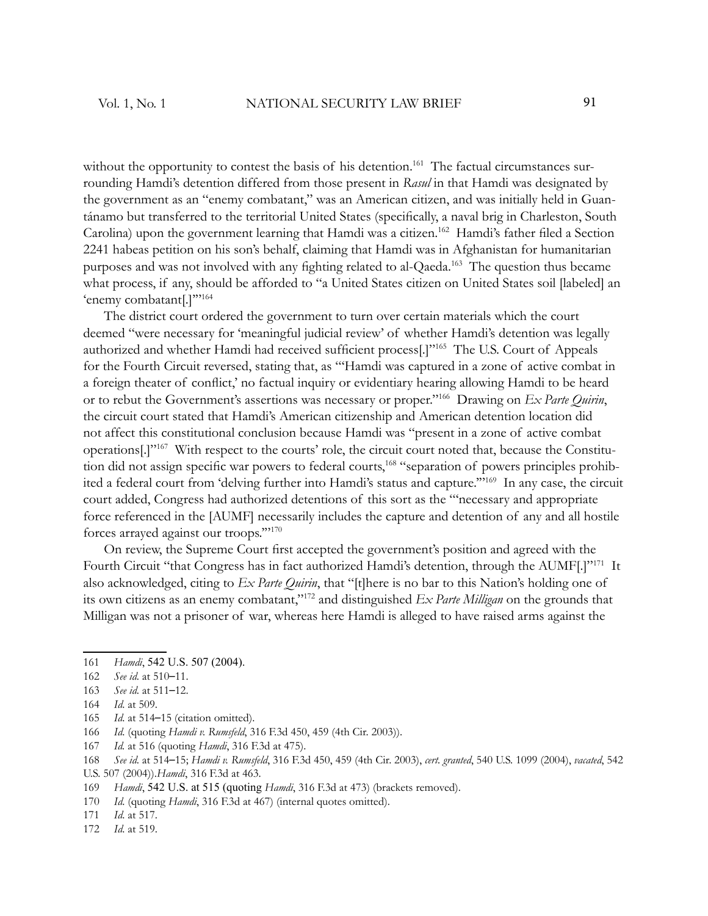without the opportunity to contest the basis of his detention.[161] The factual circumstances surrounding Hamdi's detention differed from those present in *Rasul* in that Hamdi was designated by the government as an "enemy combatant," was an American citizen, and was initially held in Guantánamo but transferred to the territorial United States (specifically, a naval brig in Charleston, South Carolina) upon the government learning that Hamdi was a citizen.[162] Hamdi's father filed a Section 2241 habeas petition on his son's behalf, claiming that Hamdi was in Afghanistan for humanitarian purposes and was not involved with any fighting related to al-Qaeda.[163] The question thus became what process, if any, should be afforded to "a United States citizen on United States soil [labeled] an 'enemy combatant[.]'"[164]

The district court ordered the government to turn over certain materials which the court deemed "were necessary for 'meaningful judicial review' of whether Hamdi's detention was legally authorized and whether Hamdi had received sufficient process[.]"[165] The U.S. Court of Appeals for the Fourth Circuit reversed, stating that, as "'Hamdi was captured in a zone of active combat in a foreign theater of conflict,' no factual inquiry or evidentiary hearing allowing Hamdi to be heard or to rebut the Government's assertions was necessary or proper."[166] Drawing on *Ex Parte Quirin*, the circuit court stated that Hamdi's American citizenship and American detention location did not affect this constitutional conclusion because Hamdi was "present in a zone of active combat operations[.]"[167] With respect to the courts' role, the circuit court noted that, because the Constitution did not assign specific war powers to federal courts,[168] "separation of powers principles prohibited a federal court from 'delving further into Hamdi's status and capture.'"[169] In any case, the circuit court added, Congress had authorized detentions of this sort as the "'necessary and appropriate force referenced in the [AUMF] necessarily includes the capture and detention of any and all hostile forces arrayed against our troops.'"[170]

On review, the Supreme Court first accepted the government's position and agreed with the Fourth Circuit "that Congress has in fact authorized Hamdi's detention, through the AUMF[.]"[171] It also acknowledged, citing to *Ex Parte Quirin*, that "[t]here is no bar to this Nation's holding one of its own citizens as an enemy combatant,"[172] and distinguished *Ex Parte Milligan* on the grounds that Milligan was not a prisoner of war, whereas here Hamdi is alleged to have raised arms against the

---

161 *Hamdi*, 542 U.S. 507 (2004).

162 *See id*. at 510–11.

163 *See id*. at 511–12.

164 *Id*. at 509.

165 *Id*. at 514–15 (citation omitted).

166 *Id*. (quoting *Hamdi v. Rumsfeld*, 316 F.3d 450, 459 (4th Cir. 2003)).

167 *Id*. at 516 (quoting *Hamdi*, 316 F.3d at 475).

168 *See id*. at 514–15; *Hamdi v. Rumsfeld*, 316 F.3d 450, 459 (4th Cir. 2003), *cert. granted*, 540 U.S. 1099 (2004), *vacated*, 542 U.S. 507 (2004)).*Hamdi*, 316 F.3d at 463.

169 *Hamdi*, 542 U.S. at 515 (quoting *Hamdi*, 316 F.3d at 473) (brackets removed).

170 *Id*. (quoting *Hamdi*, 316 F.3d at 467) (internal quotes omitted).

171 *Id*. at 517.

172 *Id*. at 519.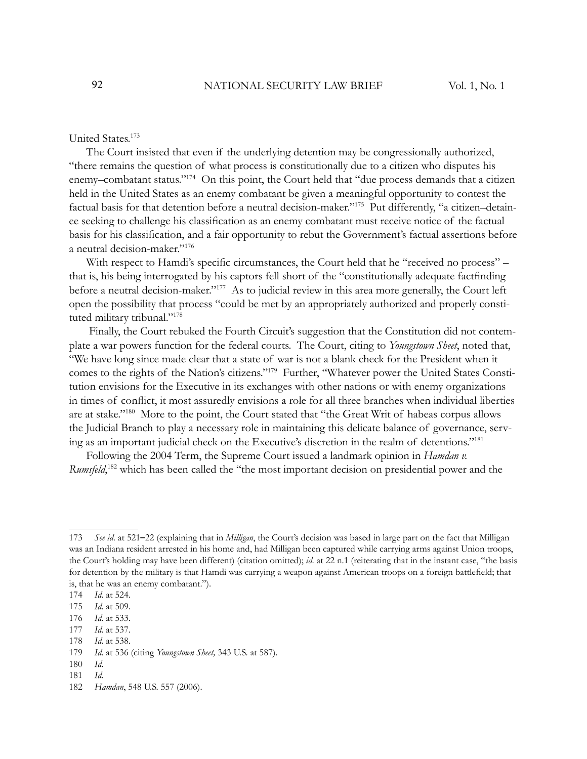United States.[173]

The Court insisted that even if the underlying detention may be congressionally authorized, "there remains the question of what process is constitutionally due to a citizen who disputes his enemy–combatant status."[174] On this point, the Court held that "due process demands that a citizen held in the United States as an enemy combatant be given a meaningful opportunity to contest the factual basis for that detention before a neutral decision-maker."[175] Put differently, "a citizen–detainee seeking to challenge his classification as an enemy combatant must receive notice of the factual basis for his classification, and a fair opportunity to rebut the Government's factual assertions before a neutral decision-maker."[176]

With respect to Hamdi's specific circumstances, the Court held that he "received no process" – that is, his being interrogated by his captors fell short of the "constitutionally adequate factfinding before a neutral decision-maker."[177] As to judicial review in this area more generally, the Court left open the possibility that process "could be met by an appropriately authorized and properly constituted military tribunal."[178]

Finally, the Court rebuked the Fourth Circuit's suggestion that the Constitution did not contemplate a war powers function for the federal courts. The Court, citing to *Youngstown Sheet*, noted that, "We have long since made clear that a state of war is not a blank check for the President when it comes to the rights of the Nation's citizens."[179] Further, "Whatever power the United States Constitution envisions for the Executive in its exchanges with other nations or with enemy organizations in times of conflict, it most assuredly envisions a role for all three branches when individual liberties are at stake."[180] More to the point, the Court stated that "the Great Writ of habeas corpus allows the Judicial Branch to play a necessary role in maintaining this delicate balance of governance, serving as an important judicial check on the Executive's discretion in the realm of detentions."[181]

Following the 2004 Term, the Supreme Court issued a landmark opinion in *Hamdan v. Rumsfeld*,[182] which has been called the "the most important decision on presidential power and the

---

173 *See id.* at 521–22 (explaining that in *Milligan*, the Court's decision was based in large part on the fact that Milligan was an Indiana resident arrested in his home and, had Milligan been captured while carrying arms against Union troops, the Court's holding may have been different) (citation omitted); *id.* at 22 n.1 (reiterating that in the instant case, "the basis for detention by the military is that Hamdi was carrying a weapon against American troops on a foreign battlefield; that is, that he was an enemy combatant.").

174 *Id.* at 524.

175 *Id.* at 509.

176 *Id.* at 533.

177 *Id.* at 537.

178 *Id.* at 538.

179 *Id.* at 536 (citing *Youngstown Sheet,* 343 U.S. at 587).

180 *Id.*

181 *Id.*

182 *Hamdan*, 548 U.S. 557 (2006).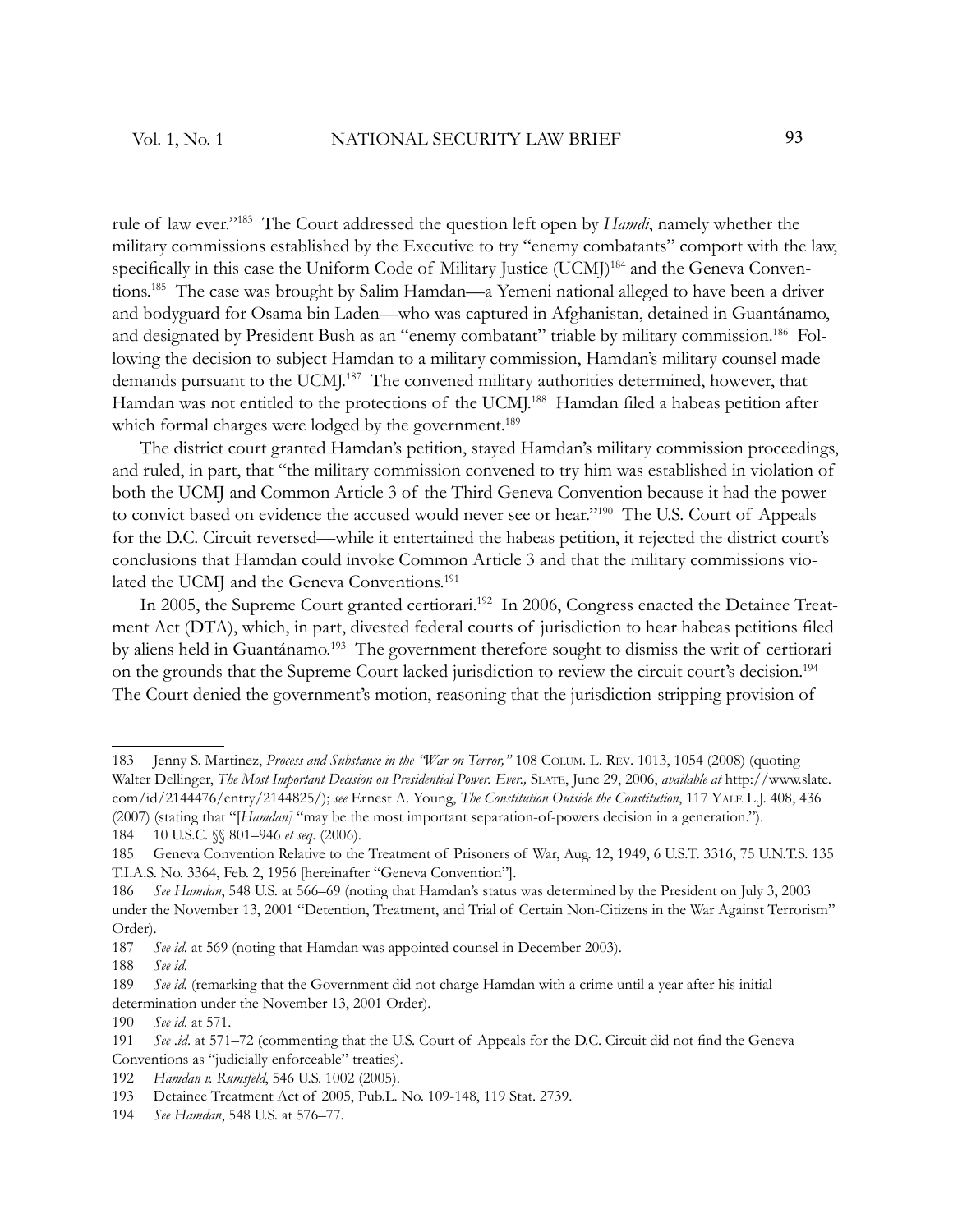rule of law ever."[183] The Court addressed the question left open by *Hamdi*, namely whether the military commissions established by the Executive to try "enemy combatants" comport with the law, specifically in this case the Uniform Code of Military Justice (UCMJ)[184] and the Geneva Conventions.[185] The case was brought by Salim Hamdan—a Yemeni national alleged to have been a driver and bodyguard for Osama bin Laden—who was captured in Afghanistan, detained in Guantánamo, and designated by President Bush as an "enemy combatant" triable by military commission.[186] Following the decision to subject Hamdan to a military commission, Hamdan's military counsel made demands pursuant to the UCMJ.[187] The convened military authorities determined, however, that Hamdan was not entitled to the protections of the UCMJ.[188] Hamdan filed a habeas petition after which formal charges were lodged by the government.[189]

The district court granted Hamdan's petition, stayed Hamdan's military commission proceedings, and ruled, in part, that "the military commission convened to try him was established in violation of both the UCMJ and Common Article 3 of the Third Geneva Convention because it had the power to convict based on evidence the accused would never see or hear."[190] The U.S. Court of Appeals for the D.C. Circuit reversed—while it entertained the habeas petition, it rejected the district court's conclusions that Hamdan could invoke Common Article 3 and that the military commissions violated the UCMJ and the Geneva Conventions.[191]

In 2005, the Supreme Court granted certiorari.[192] In 2006, Congress enacted the Detainee Treatment Act (DTA), which, in part, divested federal courts of jurisdiction to hear habeas petitions filed by aliens held in Guantánamo.[193] The government therefore sought to dismiss the writ of certiorari on the grounds that the Supreme Court lacked jurisdiction to review the circuit court's decision.[194] The Court denied the government's motion, reasoning that the jurisdiction-stripping provision of

---

183 Jenny S. Martinez, *Process and Substance in the "War on Terror,"* 108 COLUM. L. REV. 1013, 1054 (2008) (quoting Walter Dellinger, *The Most Important Decision on Presidential Power. Ever.,* SLATE, June 29, 2006, *available at* http://www.slate.com/id/2144476/entry/2144825/); *see* Ernest A. Young, *The Constitution Outside the Constitution*, 117 YALE L.J. 408, 436 (2007) (stating that "[*Hamdan*] "may be the most important separation-of-powers decision in a generation.").

184 10 U.S.C. §§ 801–946 *et seq.* (2006).

185 Geneva Convention Relative to the Treatment of Prisoners of War, Aug. 12, 1949, 6 U.S.T. 3316, 75 U.N.T.S. 135 T.I.A.S. No. 3364, Feb. 2, 1956 [hereinafter "Geneva Convention"].

186 *See Hamdan*, 548 U.S. at 566–69 (noting that Hamdan's status was determined by the President on July 3, 2003 under the November 13, 2001 "Detention, Treatment, and Trial of Certain Non-Citizens in the War Against Terrorism" Order).

187 *See id.* at 569 (noting that Hamdan was appointed counsel in December 2003).

188 *See id.*

189 *See id.* (remarking that the Government did not charge Hamdan with a crime until a year after his initial determination under the November 13, 2001 Order).

190 *See id.* at 571.

191 *See .id.* at 571–72 (commenting that the U.S. Court of Appeals for the D.C. Circuit did not find the Geneva Conventions as "judicially enforceable" treaties).

192 *Hamdan v. Rumsfeld*, 546 U.S. 1002 (2005).

193 Detainee Treatment Act of 2005, Pub.L. No. 109-148, 119 Stat. 2739.

194 *See Hamdan*, 548 U.S. at 576–77.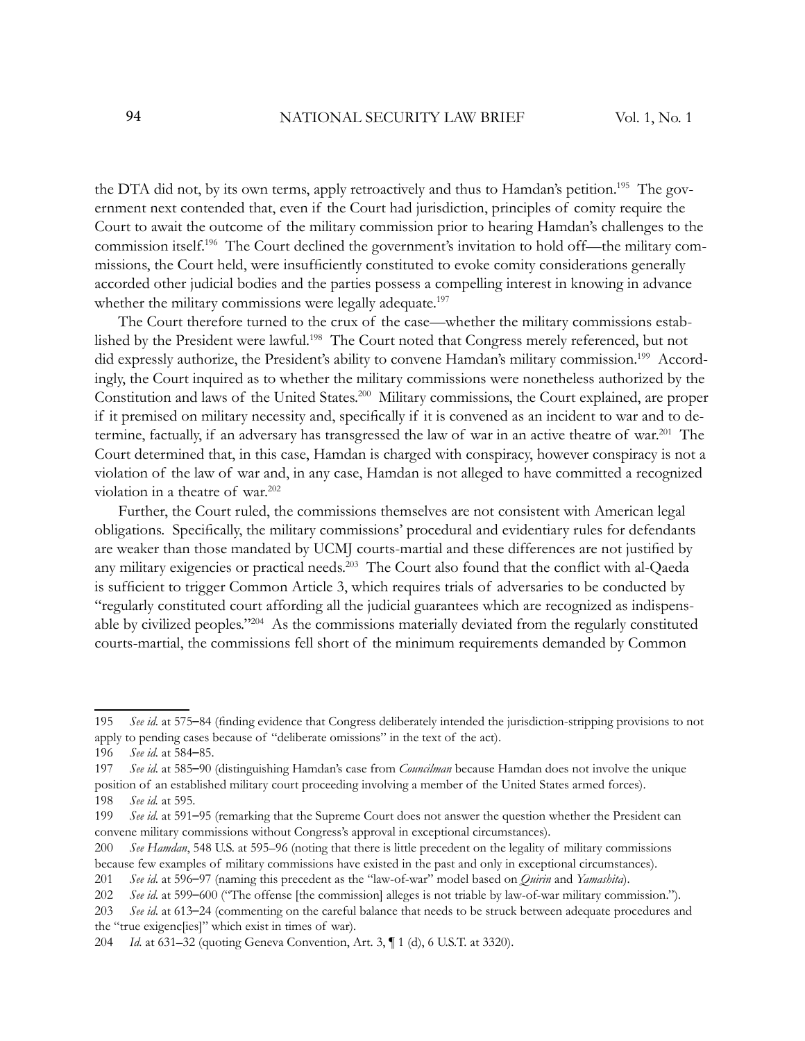the DTA did not, by its own terms, apply retroactively and thus to Hamdan's petition.[195] The government next contended that, even if the Court had jurisdiction, principles of comity require the Court to await the outcome of the military commission prior to hearing Hamdan's challenges to the commission itself.[196] The Court declined the government's invitation to hold off—the military commissions, the Court held, were insufficiently constituted to evoke comity considerations generally accorded other judicial bodies and the parties possess a compelling interest in knowing in advance whether the military commissions were legally adequate.[197]

The Court therefore turned to the crux of the case—whether the military commissions established by the President were lawful.[198] The Court noted that Congress merely referenced, but not did expressly authorize, the President's ability to convene Hamdan's military commission.[199] Accordingly, the Court inquired as to whether the military commissions were nonetheless authorized by the Constitution and laws of the United States.[200] Military commissions, the Court explained, are proper if it premised on military necessity and, specifically if it is convened as an incident to war and to determine, factually, if an adversary has transgressed the law of war in an active theatre of war.[201] The Court determined that, in this case, Hamdan is charged with conspiracy, however conspiracy is not a violation of the law of war and, in any case, Hamdan is not alleged to have committed a recognized violation in a theatre of war.[202]

Further, the Court ruled, the commissions themselves are not consistent with American legal obligations. Specifically, the military commissions' procedural and evidentiary rules for defendants are weaker than those mandated by UCMJ courts-martial and these differences are not justified by any military exigencies or practical needs.[203] The Court also found that the conflict with al-Qaeda is sufficient to trigger Common Article 3, which requires trials of adversaries to be conducted by "regularly constituted court affording all the judicial guarantees which are recognized as indispensable by civilized peoples."[204] As the commissions materially deviated from the regularly constituted courts-martial, the commissions fell short of the minimum requirements demanded by Common

---

195 *See id.* at 575–84 (finding evidence that Congress deliberately intended the jurisdiction-stripping provisions to not apply to pending cases because of "deliberate omissions" in the text of the act).

196 *See id.* at 584–85.

197 *See id.* at 585–90 (distinguishing Hamdan's case from *Councilman* because Hamdan does not involve the unique position of an established military court proceeding involving a member of the United States armed forces).

198 *See id.* at 595.

199 *See id.* at 591–95 (remarking that the Supreme Court does not answer the question whether the President can convene military commissions without Congress's approval in exceptional circumstances).

200 *See Hamdan*, 548 U.S. at 595–96 (noting that there is little precedent on the legality of military commissions because few examples of military commissions have existed in the past and only in exceptional circumstances).

201 *See id.* at 596–97 (naming this precedent as the "law-of-war" model based on *Quirin* and *Yamashita*).

202 *See id.* at 599–600 ("The offense [the commission] alleges is not triable by law-of-war military commission.").

203 *See id.* at 613–24 (commenting on the careful balance that needs to be struck between adequate procedures and the "true exigenc[ies]" which exist in times of war).

204 *Id.* at 631–32 (quoting Geneva Convention, Art. 3, ¶ 1 (d), 6 U.S.T. at 3320).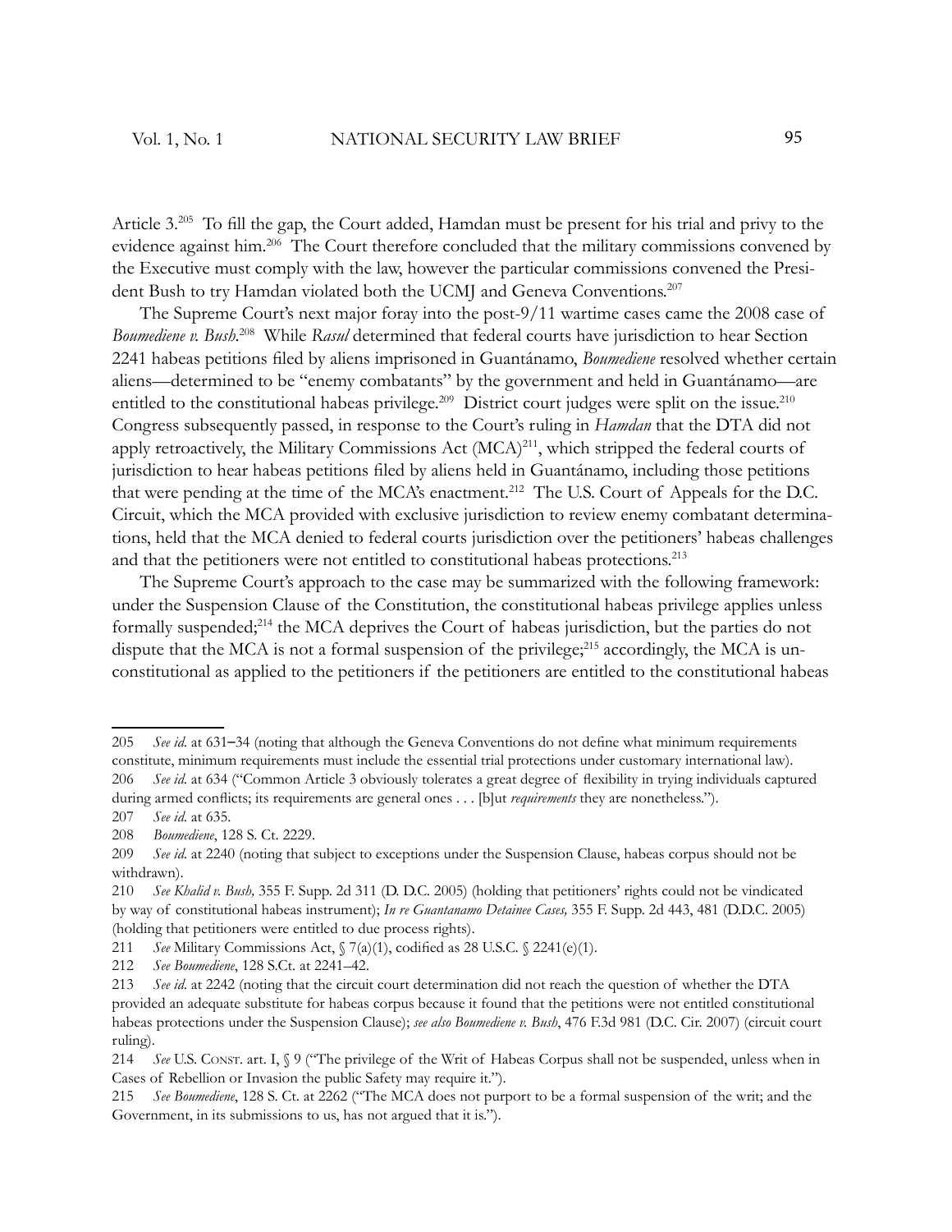Article 3.[205] To fill the gap, the Court added, Hamdan must be present for his trial and privy to the evidence against him.[206] The Court therefore concluded that the military commissions convened by the Executive must comply with the law, however the particular commissions convened the President Bush to try Hamdan violated both the UCMJ and Geneva Conventions.[207]

The Supreme Court's next major foray into the post-9/11 wartime cases came the 2008 case of *Boumediene v. Bush*.[208] While *Rasul* determined that federal courts have jurisdiction to hear Section 2241 habeas petitions filed by aliens imprisoned in Guantánamo, *Boumediene* resolved whether certain aliens—determined to be "enemy combatants" by the government and held in Guantánamo—are entitled to the constitutional habeas privilege.[209] District court judges were split on the issue.[210] Congress subsequently passed, in response to the Court's ruling in *Hamdan* that the DTA did not apply retroactively, the Military Commissions Act (MCA)[211], which stripped the federal courts of jurisdiction to hear habeas petitions filed by aliens held in Guantánamo, including those petitions that were pending at the time of the MCA's enactment.[212] The U.S. Court of Appeals for the D.C. Circuit, which the MCA provided with exclusive jurisdiction to review enemy combatant determinations, held that the MCA denied to federal courts jurisdiction over the petitioners' habeas challenges and that the petitioners were not entitled to constitutional habeas protections.[213]

The Supreme Court's approach to the case may be summarized with the following framework: under the Suspension Clause of the Constitution, the constitutional habeas privilege applies unless formally suspended;[214] the MCA deprives the Court of habeas jurisdiction, but the parties do not dispute that the MCA is not a formal suspension of the privilege;[215] accordingly, the MCA is unconstitutional as applied to the petitioners if the petitioners are entitled to the constitutional habeas

---

205 *See id.* at 631–34 (noting that although the Geneva Conventions do not define what minimum requirements constitute, minimum requirements must include the essential trial protections under customary international law).

206 *See id.* at 634 ("Common Article 3 obviously tolerates a great degree of flexibility in trying individuals captured during armed conflicts; its requirements are general ones . . . [b]ut *requirements* they are nonetheless.").

207 *See id.* at 635.

208 *Boumediene*, 128 S. Ct. 2229.

209 *See id.* at 2240 (noting that subject to exceptions under the Suspension Clause, habeas corpus should not be withdrawn).

210 *See Khalid v. Bush,* 355 F. Supp. 2d 311 (D. D.C. 2005) (holding that petitioners' rights could not be vindicated by way of constitutional habeas instrument); *In re Guantanamo Detainee Cases,* 355 F. Supp. 2d 443, 481 (D.D.C. 2005) (holding that petitioners were entitled to due process rights).

211 *See* Military Commissions Act, § 7(a)(1), codified as 28 U.S.C. § 2241(e)(1).

212 *See Boumediene*, 128 S.Ct. at 2241–42.

213 *See id.* at 2242 (noting that the circuit court determination did not reach the question of whether the DTA provided an adequate substitute for habeas corpus because it found that the petitions were not entitled constitutional habeas protections under the Suspension Clause); *see also Boumediene v. Bush*, 476 F.3d 981 (D.C. Cir. 2007) (circuit court ruling).

214 *See* U.S. Const. art. I, § 9 ("The privilege of the Writ of Habeas Corpus shall not be suspended, unless when in Cases of Rebellion or Invasion the public Safety may require it.").

215 *See Boumediene*, 128 S. Ct. at 2262 ("The MCA does not purport to be a formal suspension of the writ; and the Government, in its submissions to us, has not argued that it is.").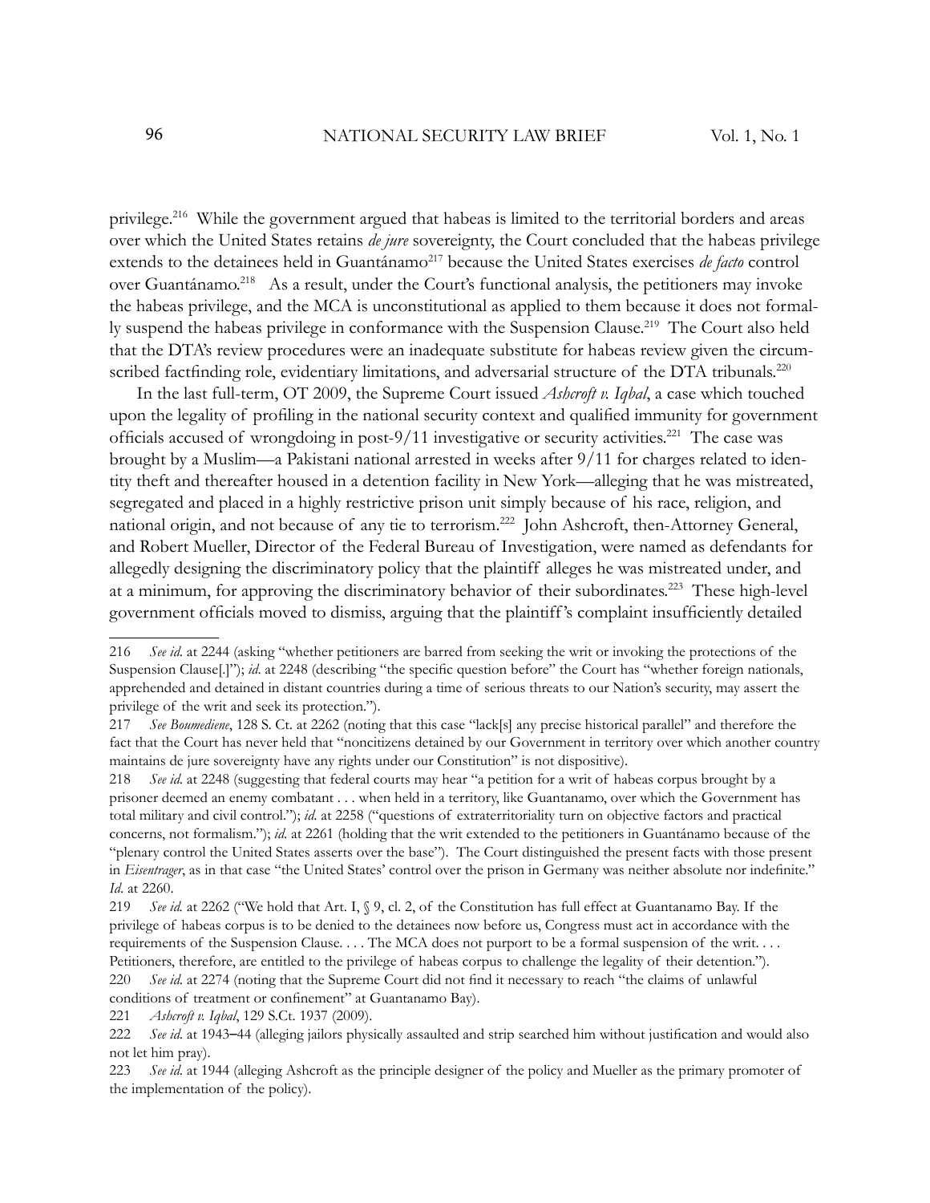privilege.[216] While the government argued that habeas is limited to the territorial borders and areas over which the United States retains *de jure* sovereignty, the Court concluded that the habeas privilege extends to the detainees held in Guantánamo[217] because the United States exercises *de facto* control over Guantánamo.[218] As a result, under the Court's functional analysis, the petitioners may invoke the habeas privilege, and the MCA is unconstitutional as applied to them because it does not formally suspend the habeas privilege in conformance with the Suspension Clause.[219] The Court also held that the DTA's review procedures were an inadequate substitute for habeas review given the circumscribed factfinding role, evidentiary limitations, and adversarial structure of the DTA tribunals.[220]

In the last full-term, OT 2009, the Supreme Court issued *Ashcroft v. Iqbal*, a case which touched upon the legality of profiling in the national security context and qualified immunity for government officials accused of wrongdoing in post-9/11 investigative or security activities.[221] The case was brought by a Muslim—a Pakistani national arrested in weeks after 9/11 for charges related to identity theft and thereafter housed in a detention facility in New York—alleging that he was mistreated, segregated and placed in a highly restrictive prison unit simply because of his race, religion, and national origin, and not because of any tie to terrorism.[222] John Ashcroft, then-Attorney General, and Robert Mueller, Director of the Federal Bureau of Investigation, were named as defendants for allegedly designing the discriminatory policy that the plaintiff alleges he was mistreated under, and at a minimum, for approving the discriminatory behavior of their subordinates.[223] These high-level government officials moved to dismiss, arguing that the plaintiff's complaint insufficiently detailed

---

216 *See id.* at 2244 (asking "whether petitioners are barred from seeking the writ or invoking the protections of the Suspension Clause[.]"); *id.* at 2248 (describing "the specific question before" the Court has "whether foreign nationals, apprehended and detained in distant countries during a time of serious threats to our Nation's security, may assert the privilege of the writ and seek its protection.").

217 *See Boumediene*, 128 S. Ct. at 2262 (noting that this case "lack[s] any precise historical parallel" and therefore the fact that the Court has never held that "noncitizens detained by our Government in territory over which another country maintains de jure sovereignty have any rights under our Constitution" is not dispositive).

218 *See id.* at 2248 (suggesting that federal courts may hear "a petition for a writ of habeas corpus brought by a prisoner deemed an enemy combatant . . . when held in a territory, like Guantanamo, over which the Government has total military and civil control."); *id.* at 2258 ("questions of extraterritoriality turn on objective factors and practical concerns, not formalism."); *id.* at 2261 (holding that the writ extended to the petitioners in Guantánamo because of the "plenary control the United States asserts over the base"). The Court distinguished the present facts with those present in *Eisentrager*, as in that case "the United States' control over the prison in Germany was neither absolute nor indefinite." *Id.* at 2260.

219 *See id.* at 2262 ("We hold that Art. I, § 9, cl. 2, of the Constitution has full effect at Guantanamo Bay. If the privilege of habeas corpus is to be denied to the detainees now before us, Congress must act in accordance with the requirements of the Suspension Clause. . . . The MCA does not purport to be a formal suspension of the writ. . . . Petitioners, therefore, are entitled to the privilege of habeas corpus to challenge the legality of their detention.").

220 *See id.* at 2274 (noting that the Supreme Court did not find it necessary to reach "the claims of unlawful conditions of treatment or confinement" at Guantanamo Bay).

221 *Ashcroft v. Iqbal*, 129 S.Ct. 1937 (2009).

222 *See id.* at 1943–44 (alleging jailors physically assaulted and strip searched him without justification and would also not let him pray).

223 *See id.* at 1944 (alleging Ashcroft as the principle designer of the policy and Mueller as the primary promoter of the implementation of the policy).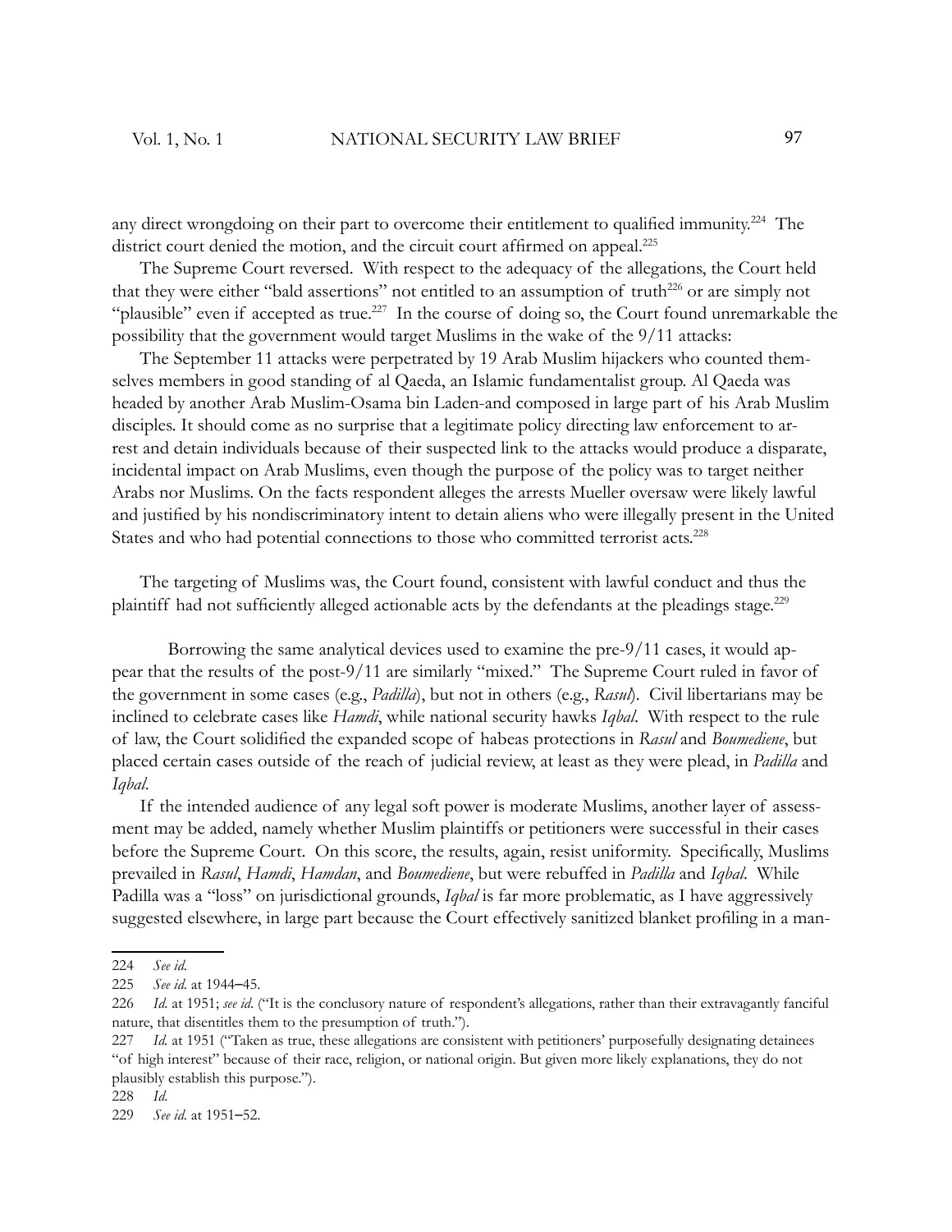any direct wrongdoing on their part to overcome their entitlement to qualified immunity.[224] The district court denied the motion, and the circuit court affirmed on appeal.[225]

The Supreme Court reversed. With respect to the adequacy of the allegations, the Court held that they were either "bald assertions" not entitled to an assumption of truth[226] or are simply not "plausible" even if accepted as true.[227] In the course of doing so, the Court found unremarkable the possibility that the government would target Muslims in the wake of the 9/11 attacks:

> The September 11 attacks were perpetrated by 19 Arab Muslim hijackers who counted themselves members in good standing of al Qaeda, an Islamic fundamentalist group. Al Qaeda was headed by another Arab Muslim-Osama bin Laden-and composed in large part of his Arab Muslim disciples. It should come as no surprise that a legitimate policy directing law enforcement to arrest and detain individuals because of their suspected link to the attacks would produce a disparate, incidental impact on Arab Muslims, even though the purpose of the policy was to target neither Arabs nor Muslims. On the facts respondent alleges the arrests Mueller oversaw were likely lawful and justified by his nondiscriminatory intent to detain aliens who were illegally present in the United States and who had potential connections to those who committed terrorist acts.[228]

The targeting of Muslims was, the Court found, consistent with lawful conduct and thus the plaintiff had not sufficiently alleged actionable acts by the defendants at the pleadings stage.[229]

Borrowing the same analytical devices used to examine the pre-9/11 cases, it would appear that the results of the post-9/11 are similarly "mixed." The Supreme Court ruled in favor of the government in some cases (e.g., *Padilla*), but not in others (e.g., *Rasul*). Civil libertarians may be inclined to celebrate cases like *Hamdi*, while national security hawks *Iqbal*. With respect to the rule of law, the Court solidified the expanded scope of habeas protections in *Rasul* and *Boumediene*, but placed certain cases outside of the reach of judicial review, at least as they were plead, in *Padilla* and *Iqbal*.

If the intended audience of any legal soft power is moderate Muslims, another layer of assessment may be added, namely whether Muslim plaintiffs or petitioners were successful in their cases before the Supreme Court. On this score, the results, again, resist uniformity. Specifically, Muslims prevailed in *Rasul*, *Hamdi*, *Hamdan*, and *Boumediene*, but were rebuffed in *Padilla* and *Iqbal*. While Padilla was a "loss" on jurisdictional grounds, *Iqbal* is far more problematic, as I have aggressively suggested elsewhere, in large part because the Court effectively sanitized blanket profiling in a man-

---

224 *See id.*

225 *See id.* at 1944–45.

226 *Id.* at 1951; *see id.* ("It is the conclusory nature of respondent's allegations, rather than their extravagantly fanciful nature, that disentitles them to the presumption of truth.").

227 *Id.* at 1951 ("Taken as true, these allegations are consistent with petitioners' purposefully designating detainees "of high interest" because of their race, religion, or national origin. But given more likely explanations, they do not plausibly establish this purpose.").

228 *Id.*

229 *See id.* at 1951–52.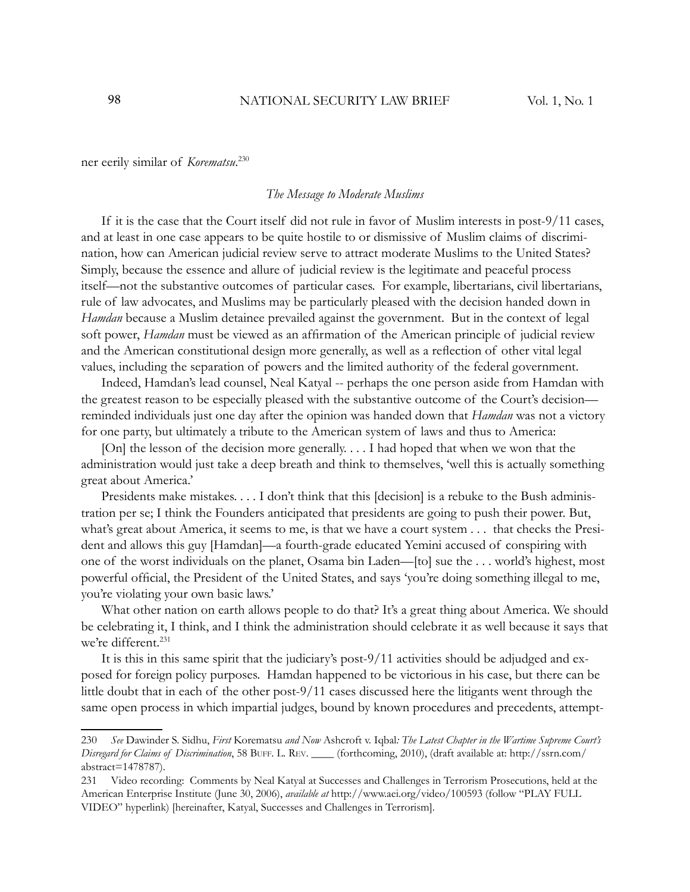ner eerily similar of *Korematsu*.[230]

*The Message to Moderate Muslims*

If it is the case that the Court itself did not rule in favor of Muslim interests in post-9/11 cases, and at least in one case appears to be quite hostile to or dismissive of Muslim claims of discrimination, how can American judicial review serve to attract moderate Muslims to the United States? Simply, because the essence and allure of judicial review is the legitimate and peaceful process itself—not the substantive outcomes of particular cases. For example, libertarians, civil libertarians, rule of law advocates, and Muslims may be particularly pleased with the decision handed down in *Hamdan* because a Muslim detainee prevailed against the government. But in the context of legal soft power, *Hamdan* must be viewed as an affirmation of the American principle of judicial review and the American constitutional design more generally, as well as a reflection of other vital legal values, including the separation of powers and the limited authority of the federal government.

Indeed, Hamdan's lead counsel, Neal Katyal -- perhaps the one person aside from Hamdan with the greatest reason to be especially pleased with the substantive outcome of the Court's decision—reminded individuals just one day after the opinion was handed down that *Hamdan* was not a victory for one party, but ultimately a tribute to the American system of laws and thus to America:

[On] the lesson of the decision more generally. . . . I had hoped that when we won that the administration would just take a deep breath and think to themselves, 'well this is actually something great about America.'

Presidents make mistakes. . . . I don't think that this [decision] is a rebuke to the Bush administration per se; I think the Founders anticipated that presidents are going to push their power. But, what's great about America, it seems to me, is that we have a court system . . . that checks the President and allows this guy [Hamdan]—a fourth-grade educated Yemini accused of conspiring with one of the worst individuals on the planet, Osama bin Laden—[to] sue the . . . world's highest, most powerful official, the President of the United States, and says 'you're doing something illegal to me, you're violating your own basic laws.'

What other nation on earth allows people to do that? It's a great thing about America. We should be celebrating it, I think, and I think the administration should celebrate it as well because it says that we're different.[231]

It is this in this same spirit that the judiciary's post-9/11 activities should be adjudged and exposed for foreign policy purposes. Hamdan happened to be victorious in his case, but there can be little doubt that in each of the other post-9/11 cases discussed here the litigants went through the same open process in which impartial judges, bound by known procedures and precedents, attempt-

---

230 *See* Dawinder S. Sidhu, *First* Korematsu *and Now* Ashcroft v. Iqbal*: The Latest Chapter in the Wartime Supreme Court's Disregard for Claims of Discrimination*, 58 Buff. L. Rev. ____ (forthcoming, 2010), (draft available at: http://ssrn.com/abstract=1478787).

231 Video recording: Comments by Neal Katyal at Successes and Challenges in Terrorism Prosecutions, held at the American Enterprise Institute (June 30, 2006), *available at* http://www.aei.org/video/100593 (follow "PLAY FULL VIDEO" hyperlink) [hereinafter, Katyal, Successes and Challenges in Terrorism].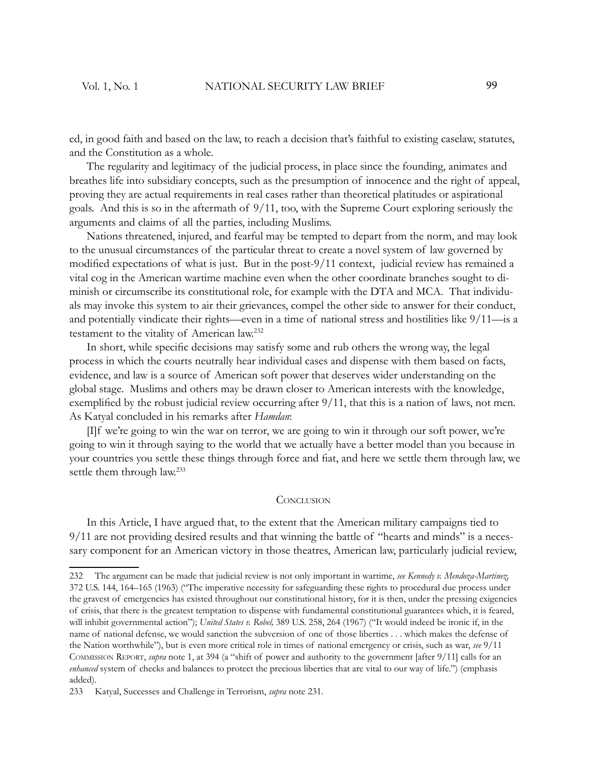ed, in good faith and based on the law, to reach a decision that's faithful to existing caselaw, statutes, and the Constitution as a whole.

The regularity and legitimacy of the judicial process, in place since the founding, animates and breathes life into subsidiary concepts, such as the presumption of innocence and the right of appeal, proving they are actual requirements in real cases rather than theoretical platitudes or aspirational goals. And this is so in the aftermath of 9/11, too, with the Supreme Court exploring seriously the arguments and claims of all the parties, including Muslims.

Nations threatened, injured, and fearful may be tempted to depart from the norm, and may look to the unusual circumstances of the particular threat to create a novel system of law governed by modified expectations of what is just. But in the post-9/11 context, judicial review has remained a vital cog in the American wartime machine even when the other coordinate branches sought to diminish or circumscribe its constitutional role, for example with the DTA and MCA. That individuals may invoke this system to air their grievances, compel the other side to answer for their conduct, and potentially vindicate their rights—even in a time of national stress and hostilities like 9/11—is a testament to the vitality of American law.[232]

In short, while specific decisions may satisfy some and rub others the wrong way, the legal process in which the courts neutrally hear individual cases and dispense with them based on facts, evidence, and law is a source of American soft power that deserves wider understanding on the global stage. Muslims and others may be drawn closer to American interests with the knowledge, exemplified by the robust judicial review occurring after 9/11, that this is a nation of laws, not men. As Katyal concluded in his remarks after *Hamdan*:

> [I]f we're going to win the war on terror, we are going to win it through our soft power, we're going to win it through saying to the world that we actually have a better model than you because in your countries you settle these things through force and fiat, and here we settle them through law, we settle them through law.[233]

## Conclusion

In this Article, I have argued that, to the extent that the American military campaigns tied to 9/11 are not providing desired results and that winning the battle of "hearts and minds" is a necessary component for an American victory in those theatres, American law, particularly judicial review,

---

232 The argument can be made that judicial review is not only important in wartime, *see Kennedy v. Mendoza-Martinez*, 372 U.S. 144, 164–165 (1963) ("The imperative necessity for safeguarding these rights to procedural due process under the gravest of emergencies has existed throughout our constitutional history, for it is then, under the pressing exigencies of crisis, that there is the greatest temptation to dispense with fundamental constitutional guarantees which, it is feared, will inhibit governmental action"); *United States v. Robel,* 389 U.S. 258, 264 (1967) ("It would indeed be ironic if, in the name of national defense, we would sanction the subversion of one of those liberties . . . which makes the defense of the Nation worthwhile"), but is even more critical role in times of national emergency or crisis, such as war, *see* 9/11 Commission Report, *supra* note 1, at 394 (a "shift of power and authority to the government [after 9/11] calls for an *enhanced* system of checks and balances to protect the precious liberties that are vital to our way of life.") (emphasis added).

233 Katyal, Successes and Challenge in Terrorism, *supra* note 231.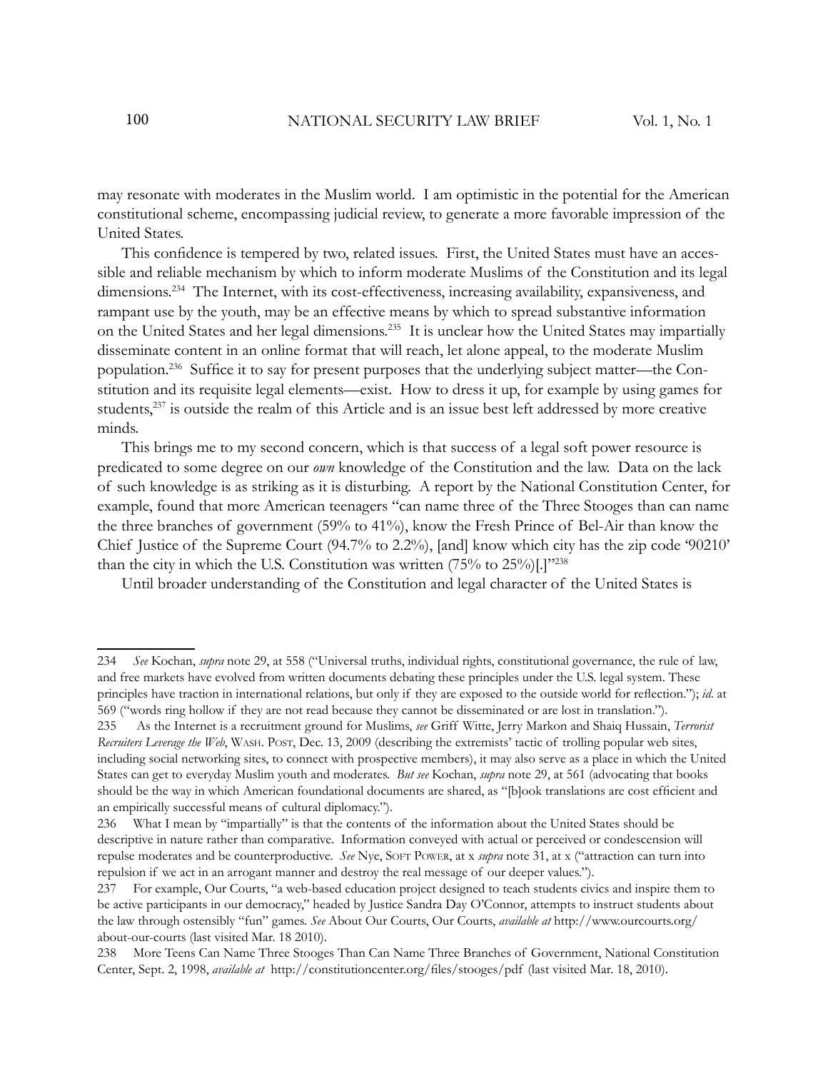may resonate with moderates in the Muslim world. I am optimistic in the potential for the American constitutional scheme, encompassing judicial review, to generate a more favorable impression of the United States.

This confidence is tempered by two, related issues. First, the United States must have an accessible and reliable mechanism by which to inform moderate Muslims of the Constitution and its legal dimensions.[234] The Internet, with its cost-effectiveness, increasing availability, expansiveness, and rampant use by the youth, may be an effective means by which to spread substantive information on the United States and her legal dimensions.[235] It is unclear how the United States may impartially disseminate content in an online format that will reach, let alone appeal, to the moderate Muslim population.[236] Suffice it to say for present purposes that the underlying subject matter—the Constitution and its requisite legal elements—exist. How to dress it up, for example by using games for students,[237] is outside the realm of this Article and is an issue best left addressed by more creative minds.

This brings me to my second concern, which is that success of a legal soft power resource is predicated to some degree on our *own* knowledge of the Constitution and the law. Data on the lack of such knowledge is as striking as it is disturbing. A report by the National Constitution Center, for example, found that more American teenagers "can name three of the Three Stooges than can name the three branches of government (59% to 41%), know the Fresh Prince of Bel-Air than know the Chief Justice of the Supreme Court (94.7% to 2.2%), [and] know which city has the zip code '90210' than the city in which the U.S. Constitution was written (75% to 25%)[.]"[238]

Until broader understanding of the Constitution and legal character of the United States is

---

234 *See* Kochan, *supra* note 29, at 558 ("Universal truths, individual rights, constitutional governance, the rule of law, and free markets have evolved from written documents debating these principles under the U.S. legal system. These principles have traction in international relations, but only if they are exposed to the outside world for reflection."); *id.* at 569 ("words ring hollow if they are not read because they cannot be disseminated or are lost in translation.").

235 As the Internet is a recruitment ground for Muslims, *see* Griff Witte, Jerry Markon and Shaiq Hussain, *Terrorist Recruiters Leverage the Web*, WASH. POST, Dec. 13, 2009 (describing the extremists' tactic of trolling popular web sites, including social networking sites, to connect with prospective members), it may also serve as a place in which the United States can get to everyday Muslim youth and moderates. *But see* Kochan, *supra* note 29, at 561 (advocating that books should be the way in which American foundational documents are shared, as "[b]ook translations are cost efficient and an empirically successful means of cultural diplomacy.").

236 What I mean by "impartially" is that the contents of the information about the United States should be descriptive in nature rather than comparative. Information conveyed with actual or perceived or condescension will repulse moderates and be counterproductive. *See* Nye, SOFT POWER, at x *supra* note 31, at x ("attraction can turn into repulsion if we act in an arrogant manner and destroy the real message of our deeper values.").

237 For example, Our Courts, "a web-based education project designed to teach students civics and inspire them to be active participants in our democracy," headed by Justice Sandra Day O'Connor, attempts to instruct students about the law through ostensibly "fun" games. *See* About Our Courts, Our Courts, *available at* http://www.ourcourts.org/about-our-courts (last visited Mar. 18 2010).

238 More Teens Can Name Three Stooges Than Can Name Three Branches of Government, National Constitution Center, Sept. 2, 1998, *available at* http://constitutioncenter.org/files/stooges/pdf (last visited Mar. 18, 2010).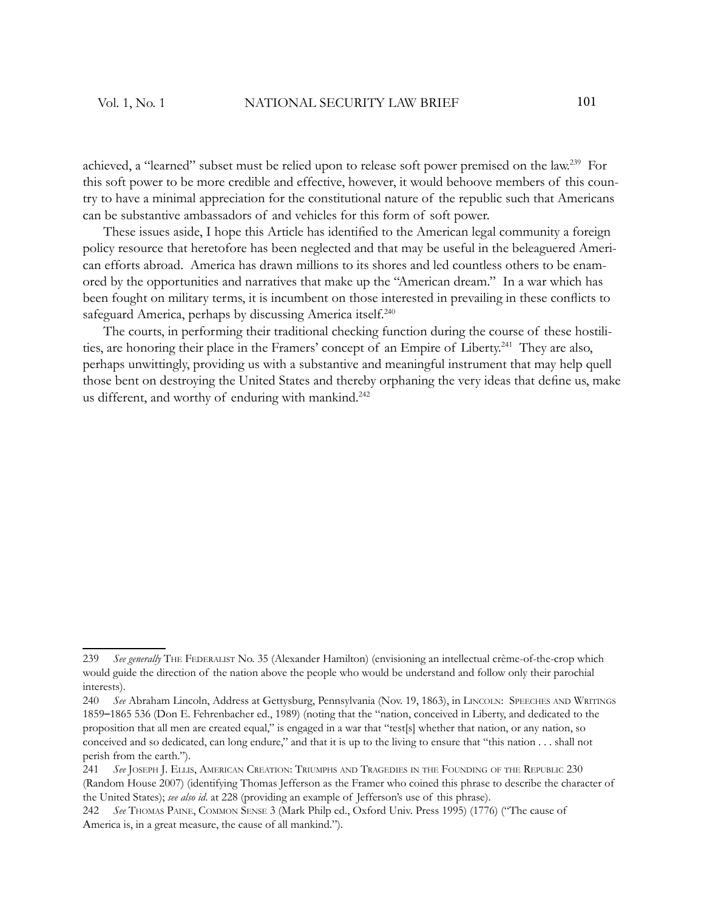achieved, a "learned" subset must be relied upon to release soft power premised on the law.[239] For this soft power to be more credible and effective, however, it would behoove members of this country to have a minimal appreciation for the constitutional nature of the republic such that Americans can be substantive ambassadors of and vehicles for this form of soft power.

These issues aside, I hope this Article has identified to the American legal community a foreign policy resource that heretofore has been neglected and that may be useful in the beleaguered American efforts abroad. America has drawn millions to its shores and led countless others to be enamored by the opportunities and narratives that make up the "American dream." In a war which has been fought on military terms, it is incumbent on those interested in prevailing in these conflicts to safeguard America, perhaps by discussing America itself.[240]

The courts, in performing their traditional checking function during the course of these hostilities, are honoring their place in the Framers' concept of an Empire of Liberty.[241] They are also, perhaps unwittingly, providing us with a substantive and meaningful instrument that may help quell those bent on destroying the United States and thereby orphaning the very ideas that define us, make us different, and worthy of enduring with mankind.[242]

---

239 *See generally* THE FEDERALIST No. 35 (Alexander Hamilton) (envisioning an intellectual crème-of-the-crop which would guide the direction of the nation above the people who would be understand and follow only their parochial interests).

240 *See* Abraham Lincoln, Address at Gettysburg, Pennsylvania (Nov. 19, 1863), in LINCOLN: SPEECHES AND WRITINGS 1859–1865 536 (Don E. Fehrenbacher ed., 1989) (noting that the "nation, conceived in Liberty, and dedicated to the proposition that all men are created equal," is engaged in a war that "test[s] whether that nation, or any nation, so conceived and so dedicated, can long endure," and that it is up to the living to ensure that "this nation . . . shall not perish from the earth.").

241 *See* JOSEPH J. ELLIS, AMERICAN CREATION: TRIUMPHS AND TRAGEDIES IN THE FOUNDING OF THE REPUBLIC 230 (Random House 2007) (identifying Thomas Jefferson as the Framer who coined this phrase to describe the character of the United States); *see also id.* at 228 (providing an example of Jefferson's use of this phrase).

242 *See* THOMAS PAINE, COMMON SENSE 3 (Mark Philp ed., Oxford Univ. Press 1995) (1776) ("The cause of America is, in a great measure, the cause of all mankind.").